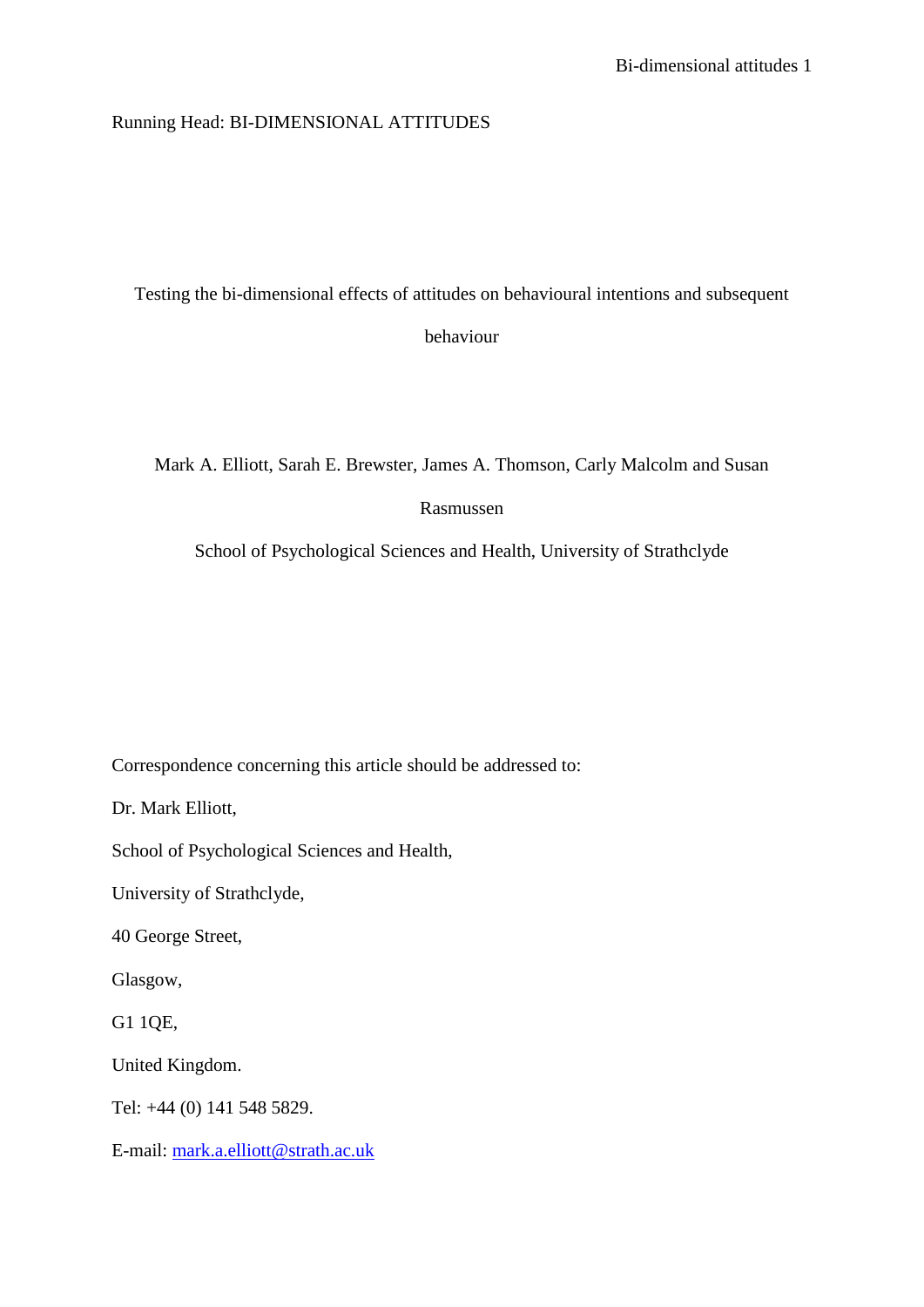Running Head: BI-DIMENSIONAL ATTITUDES

# Testing the bi-dimensional effects of attitudes on behavioural intentions and subsequent behaviour

Mark A. Elliott, Sarah E. Brewster, James A. Thomson, Carly Malcolm and Susan Rasmussen

School of Psychological Sciences and Health, University of Strathclyde

Correspondence concerning this article should be addressed to:

Dr. Mark Elliott,

School of Psychological Sciences and Health,

University of Strathclyde,

40 George Street,

Glasgow,

G1 1QE,

United Kingdom.

Tel: +44 (0) 141 548 5829.

E-mail: mark.a.elliott@strath.ac.uk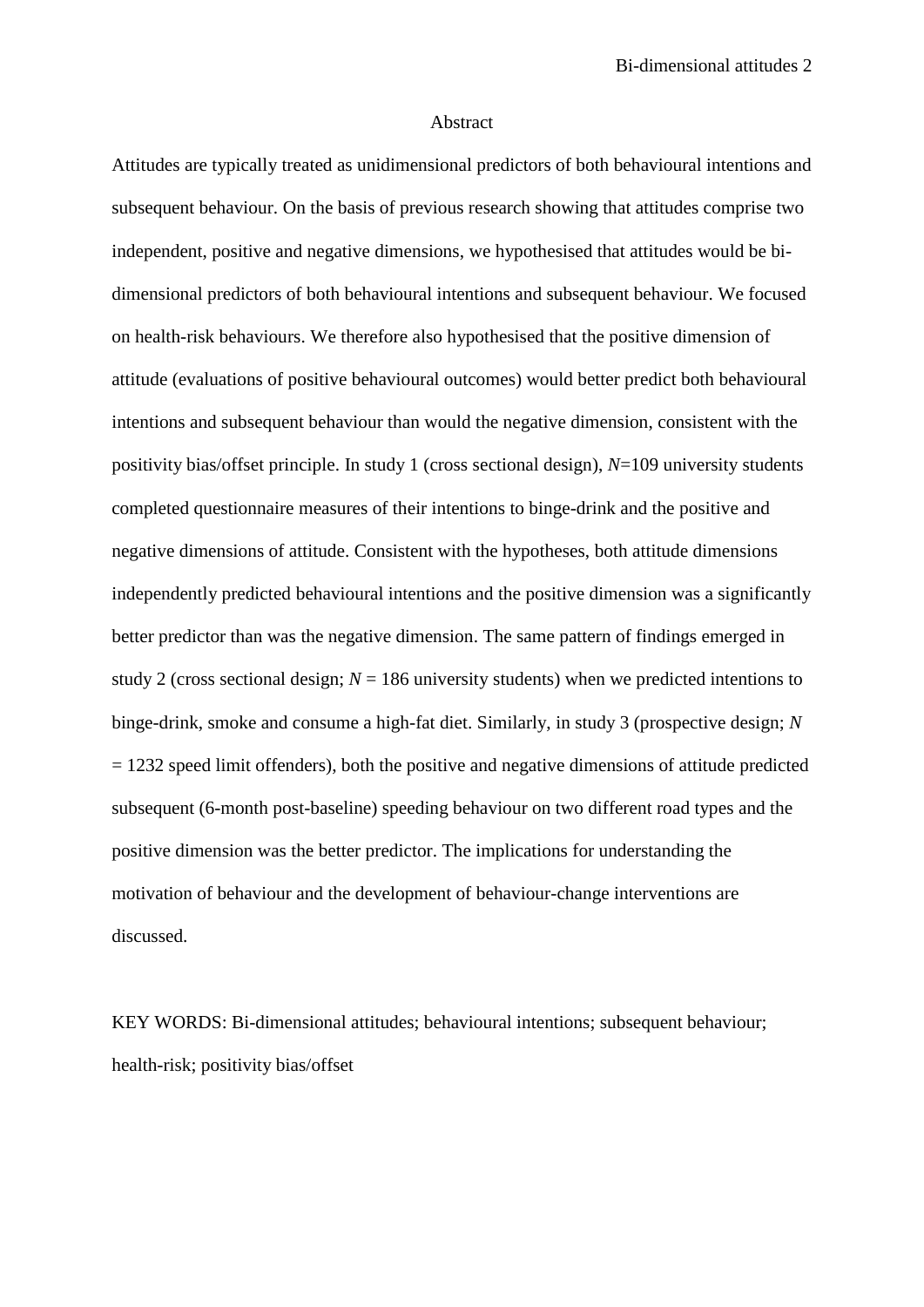## Abstract

Attitudes are typically treated as unidimensional predictors of both behavioural intentions and subsequent behaviour. On the basis of previous research showing that attitudes comprise two independent, positive and negative dimensions, we hypothesised that attitudes would be bi-dimensional predictors of both behavioural intentions and subsequent behaviour. We focused on health-risk behaviours. We therefore also hypothesised that the positive dimension of attitude (evaluations of positive behavioural outcomes) would better predict both behavioural intentions and subsequent behaviour than would the negative dimension, consistent with the positivity bias/offset principle. In study 1 (cross sectional design), $N$=109 university students completed questionnaire measures of their intentions to binge-drink and the positive and negative dimensions of attitude. Consistent with the hypotheses, both attitude dimensions independently predicted behavioural intentions and the positive dimension was a significantly better predictor than was the negative dimension. The same pattern of findings emerged in study 2 (cross sectional design; $N$ = 186 university students) when we predicted intentions to binge-drink, smoke and consume a high-fat diet. Similarly, in study 3 (prospective design; $N$ = 1232 speed limit offenders), both the positive and negative dimensions of attitude predicted subsequent (6-month post-baseline) speeding behaviour on two different road types and the positive dimension was the better predictor. The implications for understanding the motivation of behaviour and the development of behaviour-change interventions are discussed.

KEY WORDS: Bi-dimensional attitudes; behavioural intentions; subsequent behaviour; health-risk; positivity bias/offset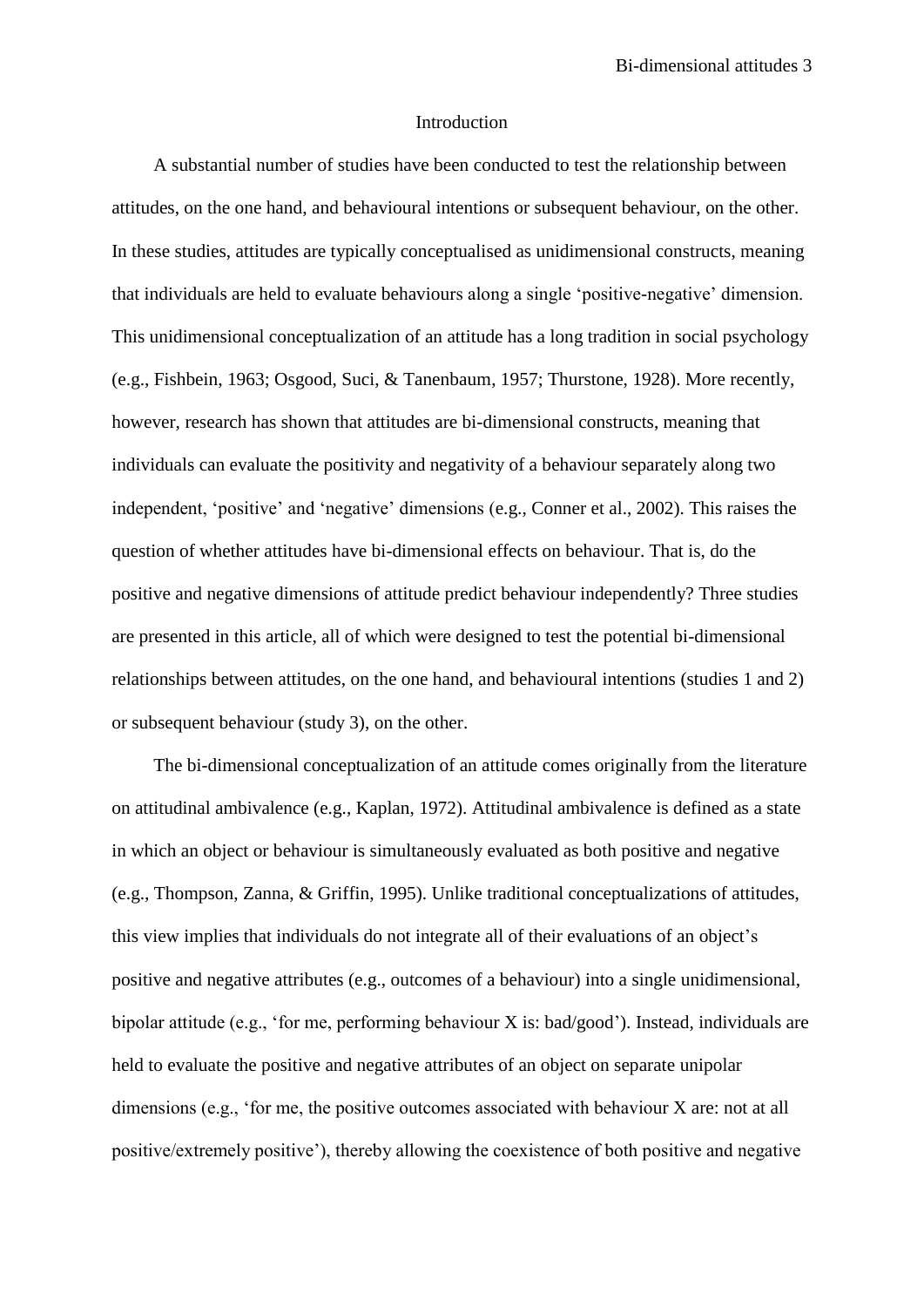## Introduction

A substantial number of studies have been conducted to test the relationship between attitudes, on the one hand, and behavioural intentions or subsequent behaviour, on the other. In these studies, attitudes are typically conceptualised as unidimensional constructs, meaning that individuals are held to evaluate behaviours along a single 'positive-negative' dimension. This unidimensional conceptualization of an attitude has a long tradition in social psychology (e.g., Fishbein, 1963; Osgood, Suci, & Tanenbaum, 1957; Thurstone, 1928). More recently, however, research has shown that attitudes are bi-dimensional constructs, meaning that individuals can evaluate the positivity and negativity of a behaviour separately along two independent, 'positive' and 'negative' dimensions (e.g., Conner et al., 2002). This raises the question of whether attitudes have bi-dimensional effects on behaviour. That is, do the positive and negative dimensions of attitude predict behaviour independently? Three studies are presented in this article, all of which were designed to test the potential bi-dimensional relationships between attitudes, on the one hand, and behavioural intentions (studies 1 and 2) or subsequent behaviour (study 3), on the other.

The bi-dimensional conceptualization of an attitude comes originally from the literature on attitudinal ambivalence (e.g., Kaplan, 1972). Attitudinal ambivalence is defined as a state in which an object or behaviour is simultaneously evaluated as both positive and negative (e.g., Thompson, Zanna, & Griffin, 1995). Unlike traditional conceptualizations of attitudes, this view implies that individuals do not integrate all of their evaluations of an object's positive and negative attributes (e.g., outcomes of a behaviour) into a single unidimensional, bipolar attitude (e.g., 'for me, performing behaviour X is: bad/good'). Instead, individuals are held to evaluate the positive and negative attributes of an object on separate unipolar dimensions (e.g., 'for me, the positive outcomes associated with behaviour X are: not at all positive/extremely positive'), thereby allowing the coexistence of both positive and negative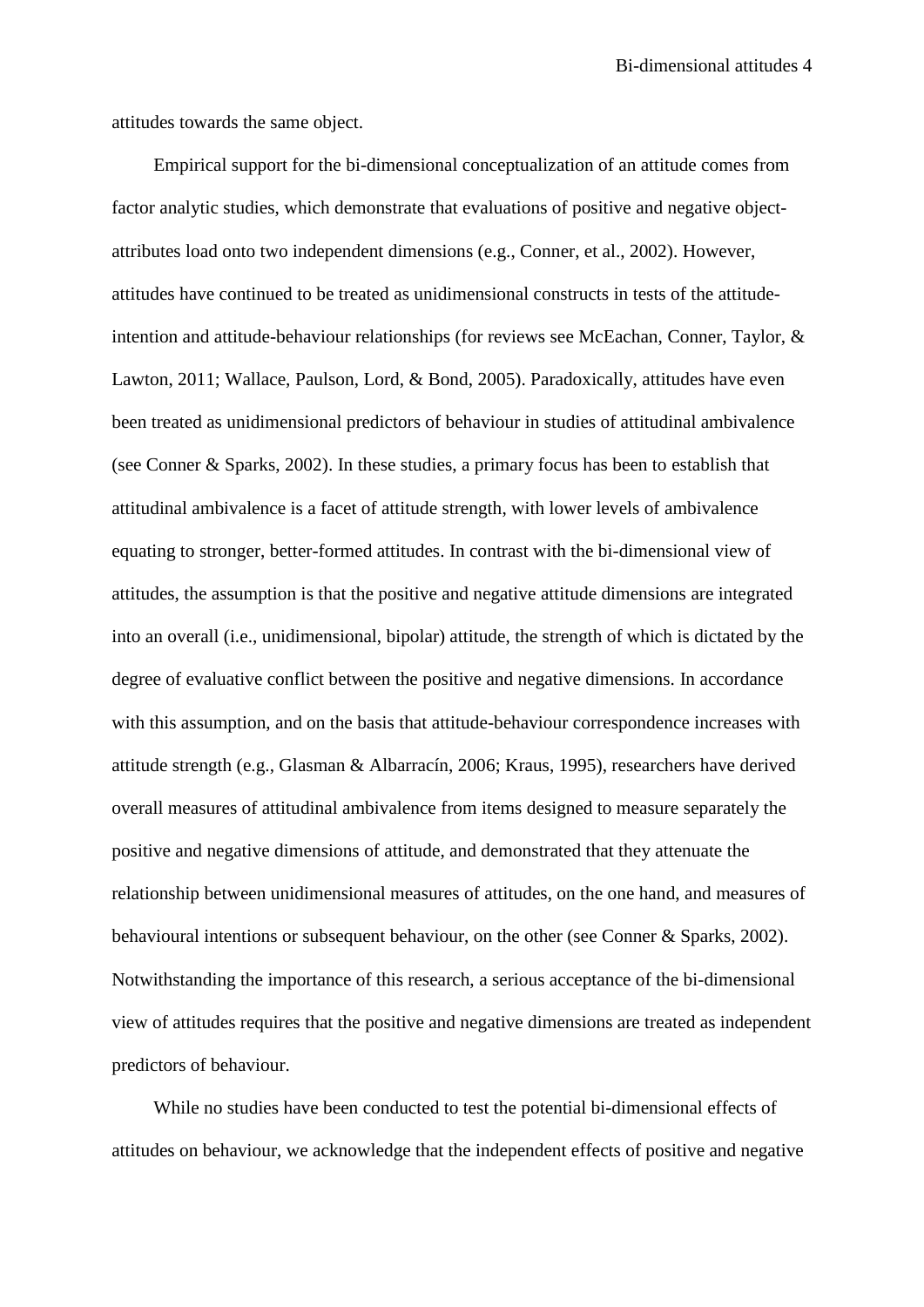attitudes towards the same object.

Empirical support for the bi-dimensional conceptualization of an attitude comes from factor analytic studies, which demonstrate that evaluations of positive and negative object-attributes load onto two independent dimensions (e.g., Conner, et al., 2002). However, attitudes have continued to be treated as unidimensional constructs in tests of the attitude-intention and attitude-behaviour relationships (for reviews see McEachan, Conner, Taylor, & Lawton, 2011; Wallace, Paulson, Lord, & Bond, 2005). Paradoxically, attitudes have even been treated as unidimensional predictors of behaviour in studies of attitudinal ambivalence (see Conner & Sparks, 2002). In these studies, a primary focus has been to establish that attitudinal ambivalence is a facet of attitude strength, with lower levels of ambivalence equating to stronger, better-formed attitudes. In contrast with the bi-dimensional view of attitudes, the assumption is that the positive and negative attitude dimensions are integrated into an overall (i.e., unidimensional, bipolar) attitude, the strength of which is dictated by the degree of evaluative conflict between the positive and negative dimensions. In accordance with this assumption, and on the basis that attitude-behaviour correspondence increases with attitude strength (e.g., Glasman & Albarracín, 2006; Kraus, 1995), researchers have derived overall measures of attitudinal ambivalence from items designed to measure separately the positive and negative dimensions of attitude, and demonstrated that they attenuate the relationship between unidimensional measures of attitudes, on the one hand, and measures of behavioural intentions or subsequent behaviour, on the other (see Conner & Sparks, 2002). Notwithstanding the importance of this research, a serious acceptance of the bi-dimensional view of attitudes requires that the positive and negative dimensions are treated as independent predictors of behaviour.

While no studies have been conducted to test the potential bi-dimensional effects of attitudes on behaviour, we acknowledge that the independent effects of positive and negative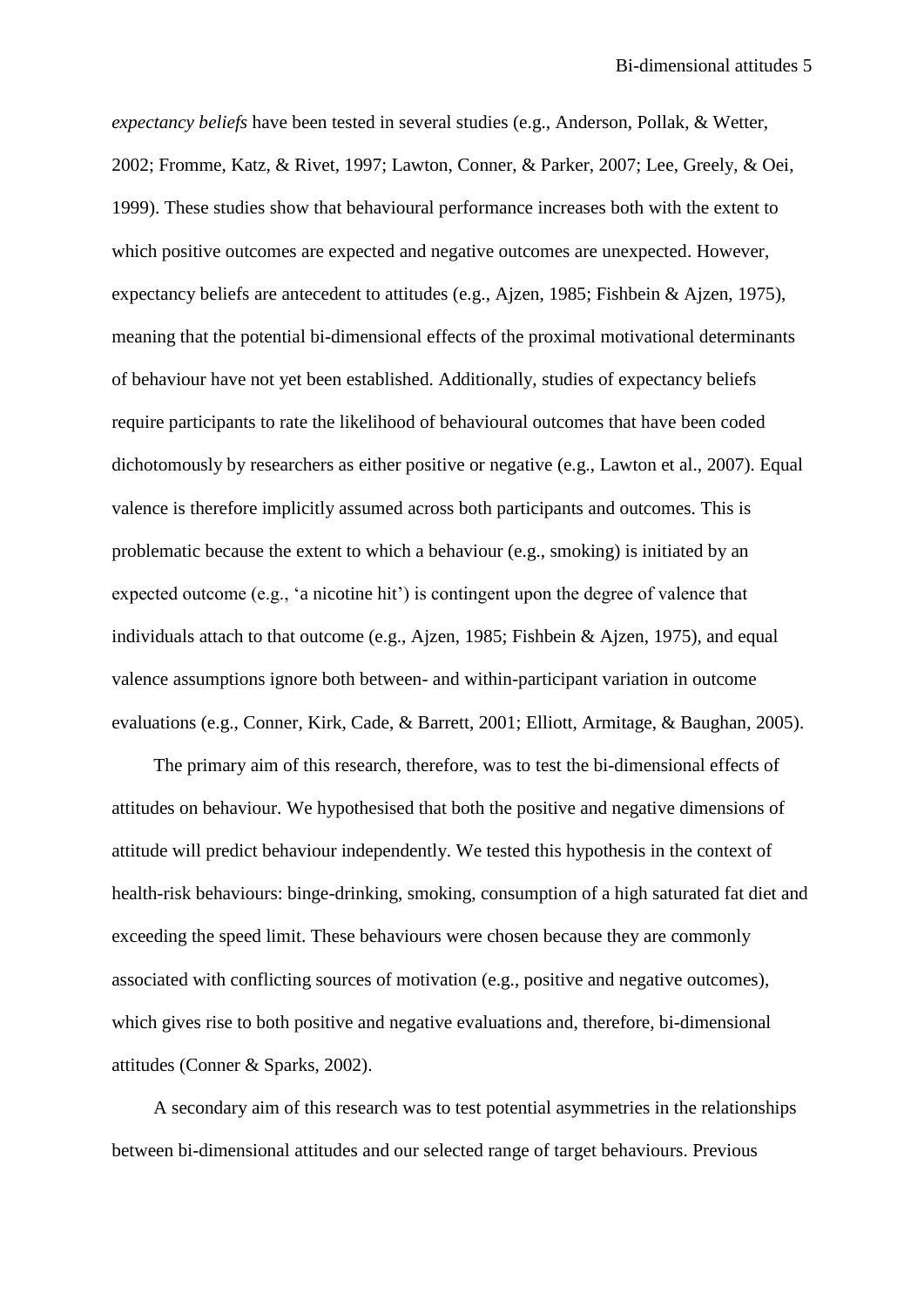*expectancy beliefs* have been tested in several studies (e.g., Anderson, Pollak, & Wetter, 2002; Fromme, Katz, & Rivet, 1997; Lawton, Conner, & Parker, 2007; Lee, Greely, & Oei, 1999). These studies show that behavioural performance increases both with the extent to which positive outcomes are expected and negative outcomes are unexpected. However, expectancy beliefs are antecedent to attitudes (e.g., Ajzen, 1985; Fishbein & Ajzen, 1975), meaning that the potential bi-dimensional effects of the proximal motivational determinants of behaviour have not yet been established. Additionally, studies of expectancy beliefs require participants to rate the likelihood of behavioural outcomes that have been coded dichotomously by researchers as either positive or negative (e.g., Lawton et al., 2007). Equal valence is therefore implicitly assumed across both participants and outcomes. This is problematic because the extent to which a behaviour (e.g., smoking) is initiated by an expected outcome (e.g., 'a nicotine hit') is contingent upon the degree of valence that individuals attach to that outcome (e.g., Ajzen, 1985; Fishbein & Ajzen, 1975), and equal valence assumptions ignore both between- and within-participant variation in outcome evaluations (e.g., Conner, Kirk, Cade, & Barrett, 2001; Elliott, Armitage, & Baughan, 2005).

The primary aim of this research, therefore, was to test the bi-dimensional effects of attitudes on behaviour. We hypothesised that both the positive and negative dimensions of attitude will predict behaviour independently. We tested this hypothesis in the context of health-risk behaviours: binge-drinking, smoking, consumption of a high saturated fat diet and exceeding the speed limit. These behaviours were chosen because they are commonly associated with conflicting sources of motivation (e.g., positive and negative outcomes), which gives rise to both positive and negative evaluations and, therefore, bi-dimensional attitudes (Conner & Sparks, 2002).

A secondary aim of this research was to test potential asymmetries in the relationships between bi-dimensional attitudes and our selected range of target behaviours. Previous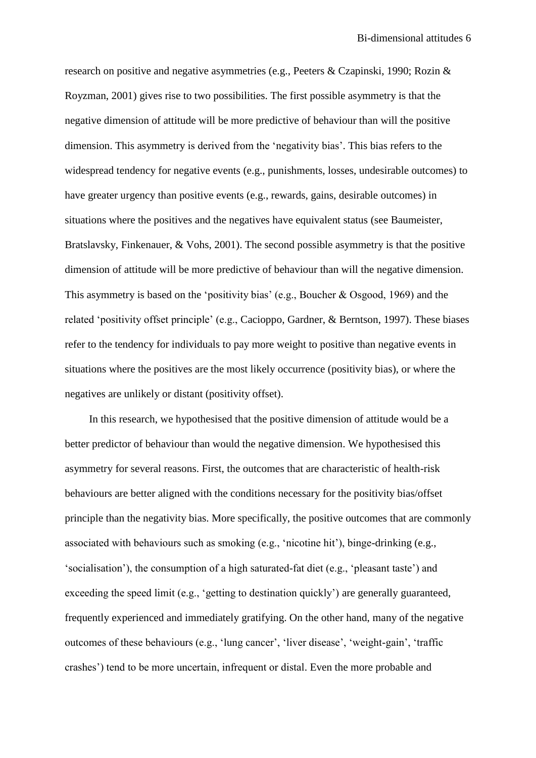research on positive and negative asymmetries (e.g., Peeters & Czapinski, 1990; Rozin & Royzman, 2001) gives rise to two possibilities. The first possible asymmetry is that the negative dimension of attitude will be more predictive of behaviour than will the positive dimension. This asymmetry is derived from the 'negativity bias'. This bias refers to the widespread tendency for negative events (e.g., punishments, losses, undesirable outcomes) to have greater urgency than positive events (e.g., rewards, gains, desirable outcomes) in situations where the positives and the negatives have equivalent status (see Baumeister, Bratslavsky, Finkenauer, & Vohs, 2001). The second possible asymmetry is that the positive dimension of attitude will be more predictive of behaviour than will the negative dimension. This asymmetry is based on the 'positivity bias' (e.g., Boucher & Osgood, 1969) and the related 'positivity offset principle' (e.g., Cacioppo, Gardner, & Berntson, 1997). These biases refer to the tendency for individuals to pay more weight to positive than negative events in situations where the positives are the most likely occurrence (positivity bias), or where the negatives are unlikely or distant (positivity offset).

In this research, we hypothesised that the positive dimension of attitude would be a better predictor of behaviour than would the negative dimension. We hypothesised this asymmetry for several reasons. First, the outcomes that are characteristic of health-risk behaviours are better aligned with the conditions necessary for the positivity bias/offset principle than the negativity bias. More specifically, the positive outcomes that are commonly associated with behaviours such as smoking (e.g., 'nicotine hit'), binge-drinking (e.g., 'socialisation'), the consumption of a high saturated-fat diet (e.g., 'pleasant taste') and exceeding the speed limit (e.g., 'getting to destination quickly') are generally guaranteed, frequently experienced and immediately gratifying. On the other hand, many of the negative outcomes of these behaviours (e.g., 'lung cancer', 'liver disease', 'weight-gain', 'traffic crashes') tend to be more uncertain, infrequent or distal. Even the more probable and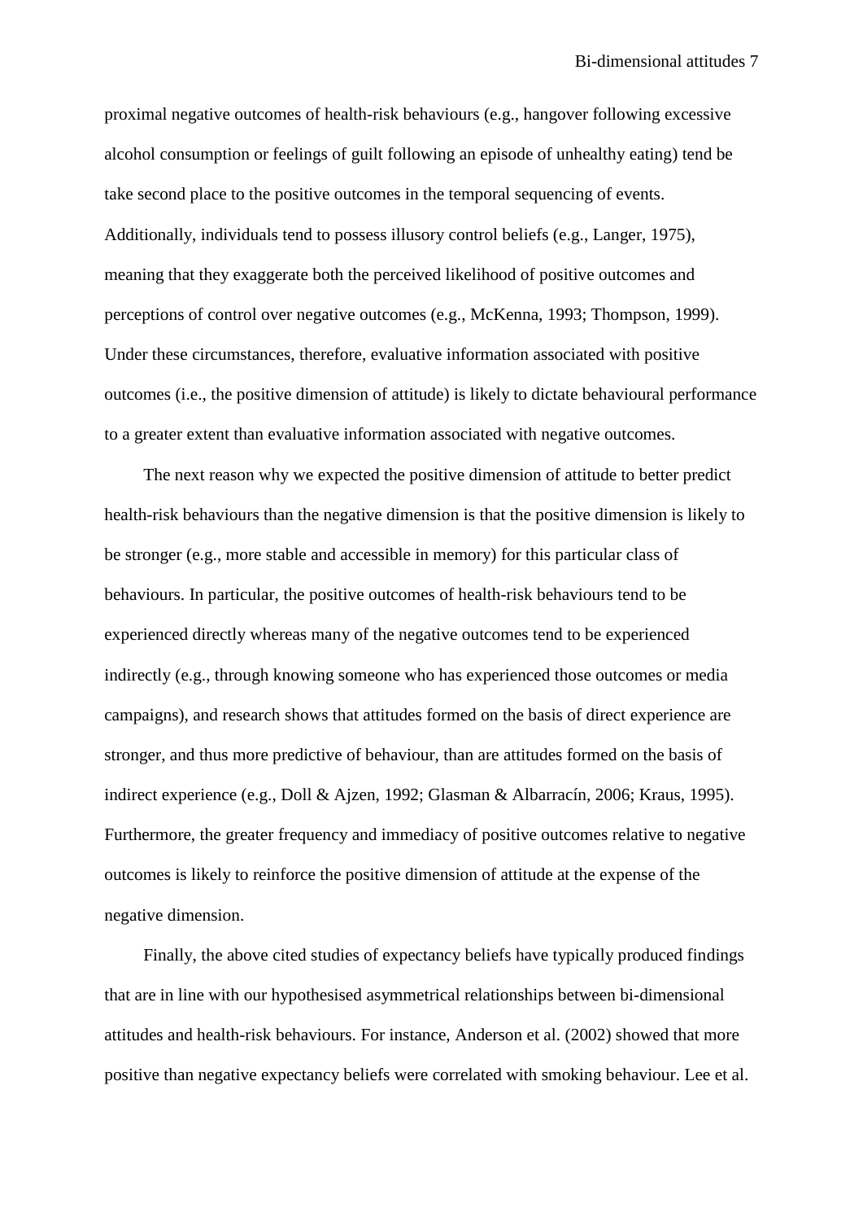proximal negative outcomes of health-risk behaviours (e.g., hangover following excessive alcohol consumption or feelings of guilt following an episode of unhealthy eating) tend be take second place to the positive outcomes in the temporal sequencing of events. Additionally, individuals tend to possess illusory control beliefs (e.g., Langer, 1975), meaning that they exaggerate both the perceived likelihood of positive outcomes and perceptions of control over negative outcomes (e.g., McKenna, 1993; Thompson, 1999). Under these circumstances, therefore, evaluative information associated with positive outcomes (i.e., the positive dimension of attitude) is likely to dictate behavioural performance to a greater extent than evaluative information associated with negative outcomes.

The next reason why we expected the positive dimension of attitude to better predict health-risk behaviours than the negative dimension is that the positive dimension is likely to be stronger (e.g., more stable and accessible in memory) for this particular class of behaviours. In particular, the positive outcomes of health-risk behaviours tend to be experienced directly whereas many of the negative outcomes tend to be experienced indirectly (e.g., through knowing someone who has experienced those outcomes or media campaigns), and research shows that attitudes formed on the basis of direct experience are stronger, and thus more predictive of behaviour, than are attitudes formed on the basis of indirect experience (e.g., Doll & Ajzen, 1992; Glasman & Albarracín, 2006; Kraus, 1995). Furthermore, the greater frequency and immediacy of positive outcomes relative to negative outcomes is likely to reinforce the positive dimension of attitude at the expense of the negative dimension.

Finally, the above cited studies of expectancy beliefs have typically produced findings that are in line with our hypothesised asymmetrical relationships between bi-dimensional attitudes and health-risk behaviours. For instance, Anderson et al. (2002) showed that more positive than negative expectancy beliefs were correlated with smoking behaviour. Lee et al.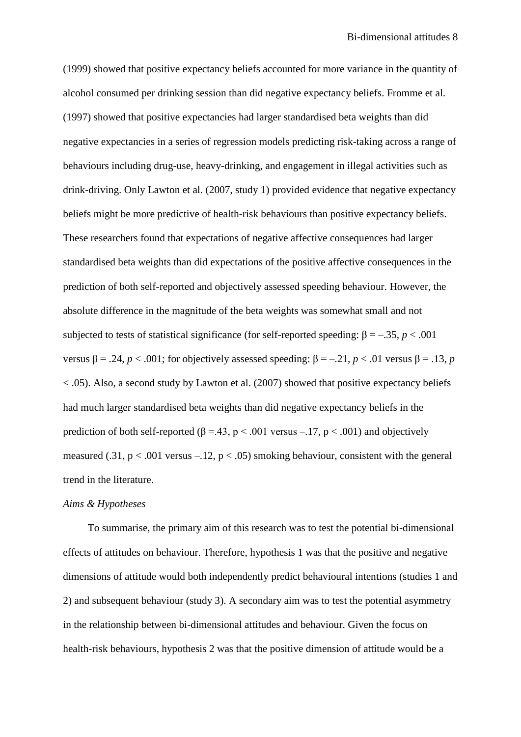(1999) showed that positive expectancy beliefs accounted for more variance in the quantity of alcohol consumed per drinking session than did negative expectancy beliefs. Fromme et al. (1997) showed that positive expectancies had larger standardised beta weights than did negative expectancies in a series of regression models predicting risk-taking across a range of behaviours including drug-use, heavy-drinking, and engagement in illegal activities such as drink-driving. Only Lawton et al. (2007, study 1) provided evidence that negative expectancy beliefs might be more predictive of health-risk behaviours than positive expectancy beliefs. These researchers found that expectations of negative affective consequences had larger standardised beta weights than did expectations of the positive affective consequences in the prediction of both self-reported and objectively assessed speeding behaviour. However, the absolute difference in the magnitude of the beta weights was somewhat small and not subjected to tests of statistical significance (for self-reported speeding: $\beta = -.35$, $p < .001$ versus $\beta = .24$, $p < .001$; for objectively assessed speeding: $\beta = -.21$, $p < .01$ versus $\beta = .13$, $p < .05$). Also, a second study by Lawton et al. (2007) showed that positive expectancy beliefs had much larger standardised beta weights than did negative expectancy beliefs in the prediction of both self-reported ($\beta = .43$, $p < .001$ versus $-.17$, $p < .001$) and objectively measured ($.31$, $p < .001$ versus $-.12$, $p < .05$) smoking behaviour, consistent with the general trend in the literature.

*Aims & Hypotheses*

To summarise, the primary aim of this research was to test the potential bi-dimensional effects of attitudes on behaviour. Therefore, hypothesis 1 was that the positive and negative dimensions of attitude would both independently predict behavioural intentions (studies 1 and 2) and subsequent behaviour (study 3). A secondary aim was to test the potential asymmetry in the relationship between bi-dimensional attitudes and behaviour. Given the focus on health-risk behaviours, hypothesis 2 was that the positive dimension of attitude would be a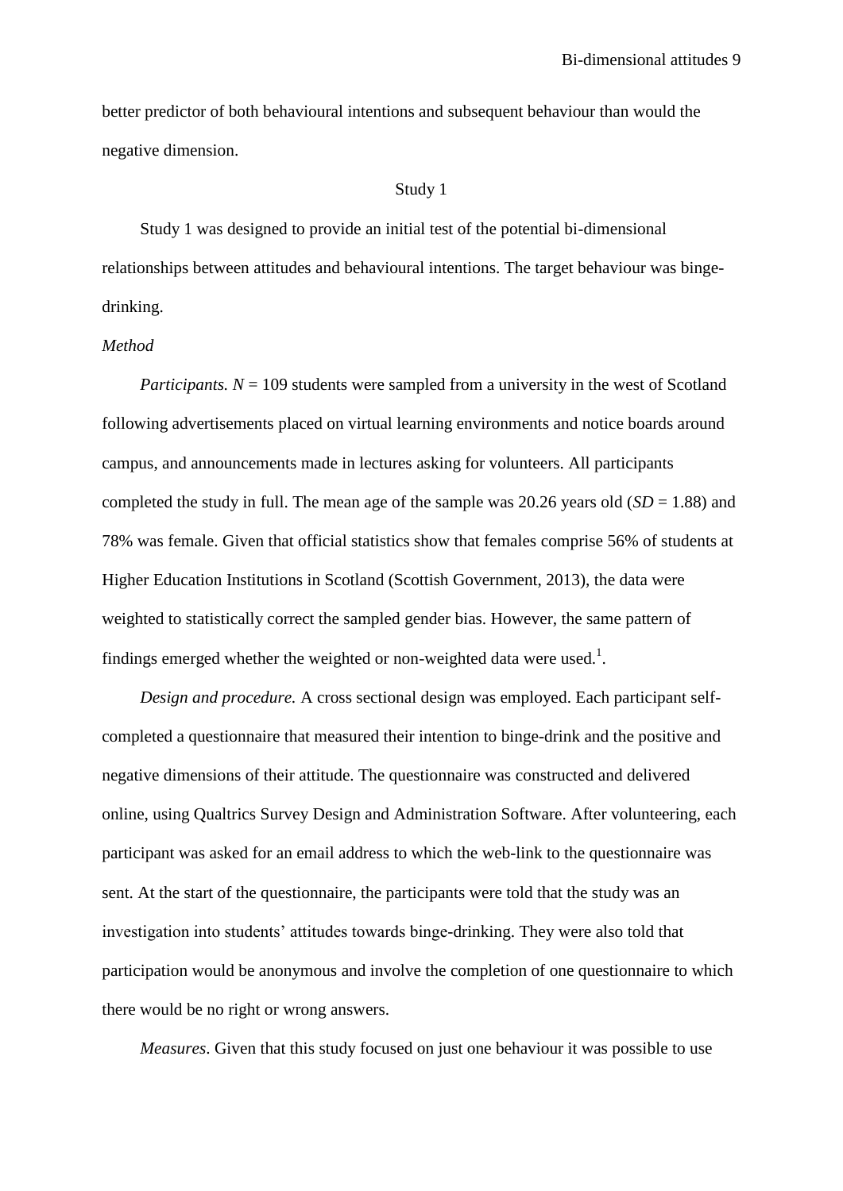better predictor of both behavioural intentions and subsequent behaviour than would the negative dimension.

## Study 1

Study 1 was designed to provide an initial test of the potential bi-dimensional relationships between attitudes and behavioural intentions. The target behaviour was binge-drinking.

### *Method*

*Participants.* $N = 109$ students were sampled from a university in the west of Scotland following advertisements placed on virtual learning environments and notice boards around campus, and announcements made in lectures asking for volunteers. All participants completed the study in full. The mean age of the sample was 20.26 years old ($SD = 1.88$) and 78% was female. Given that official statistics show that females comprise 56% of students at Higher Education Institutions in Scotland (Scottish Government, 2013), the data were weighted to statistically correct the sampled gender bias. However, the same pattern of findings emerged whether the weighted or non-weighted data were used.[1].

*Design and procedure.* A cross sectional design was employed. Each participant self-completed a questionnaire that measured their intention to binge-drink and the positive and negative dimensions of their attitude. The questionnaire was constructed and delivered online, using Qualtrics Survey Design and Administration Software. After volunteering, each participant was asked for an email address to which the web-link to the questionnaire was sent. At the start of the questionnaire, the participants were told that the study was an investigation into students' attitudes towards binge-drinking. They were also told that participation would be anonymous and involve the completion of one questionnaire to which there would be no right or wrong answers.

*Measures*. Given that this study focused on just one behaviour it was possible to use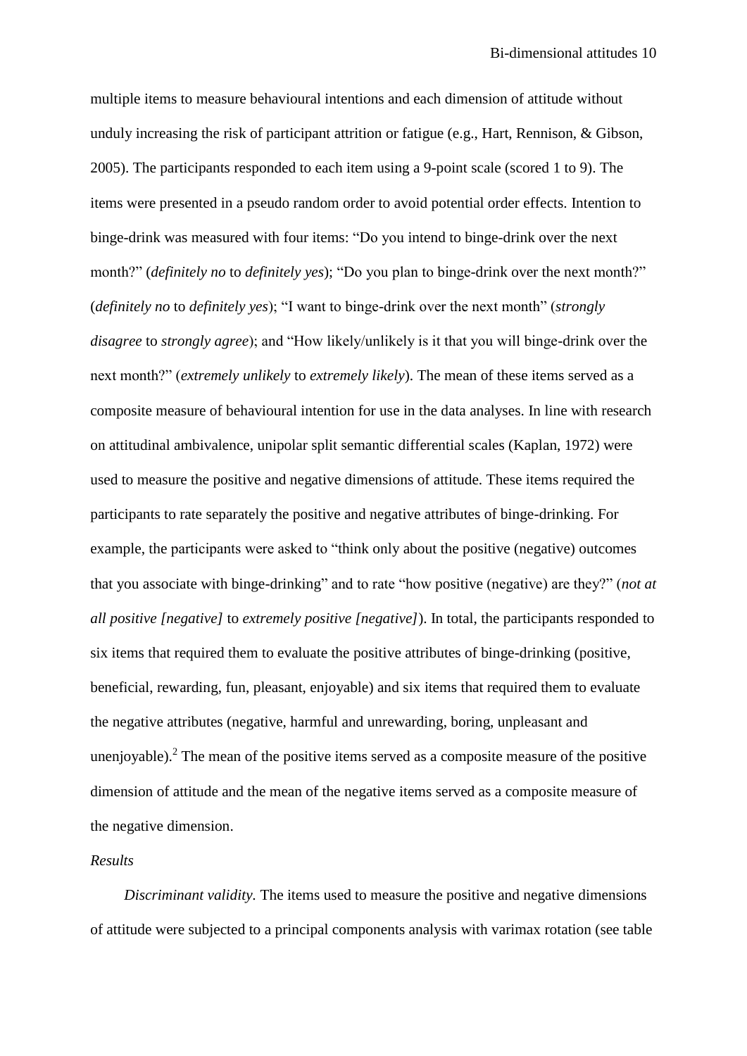multiple items to measure behavioural intentions and each dimension of attitude without unduly increasing the risk of participant attrition or fatigue (e.g., Hart, Rennison, & Gibson, 2005). The participants responded to each item using a 9-point scale (scored 1 to 9). The items were presented in a pseudo random order to avoid potential order effects. Intention to binge-drink was measured with four items: "Do you intend to binge-drink over the next month?" (*definitely no* to *definitely yes*); "Do you plan to binge-drink over the next month?" (*definitely no* to *definitely yes*); "I want to binge-drink over the next month" (*strongly disagree* to *strongly agree*); and "How likely/unlikely is it that you will binge-drink over the next month?" (*extremely unlikely* to *extremely likely*). The mean of these items served as a composite measure of behavioural intention for use in the data analyses. In line with research on attitudinal ambivalence, unipolar split semantic differential scales (Kaplan, 1972) were used to measure the positive and negative dimensions of attitude. These items required the participants to rate separately the positive and negative attributes of binge-drinking. For example, the participants were asked to "think only about the positive (negative) outcomes that you associate with binge-drinking" and to rate "how positive (negative) are they?" (*not at all positive [negative]* to *extremely positive [negative]*). In total, the participants responded to six items that required them to evaluate the positive attributes of binge-drinking (positive, beneficial, rewarding, fun, pleasant, enjoyable) and six items that required them to evaluate the negative attributes (negative, harmful and unrewarding, boring, unpleasant and unenjoyable).[2] The mean of the positive items served as a composite measure of the positive dimension of attitude and the mean of the negative items served as a composite measure of the negative dimension.

*Results*

*Discriminant validity.* The items used to measure the positive and negative dimensions of attitude were subjected to a principal components analysis with varimax rotation (see table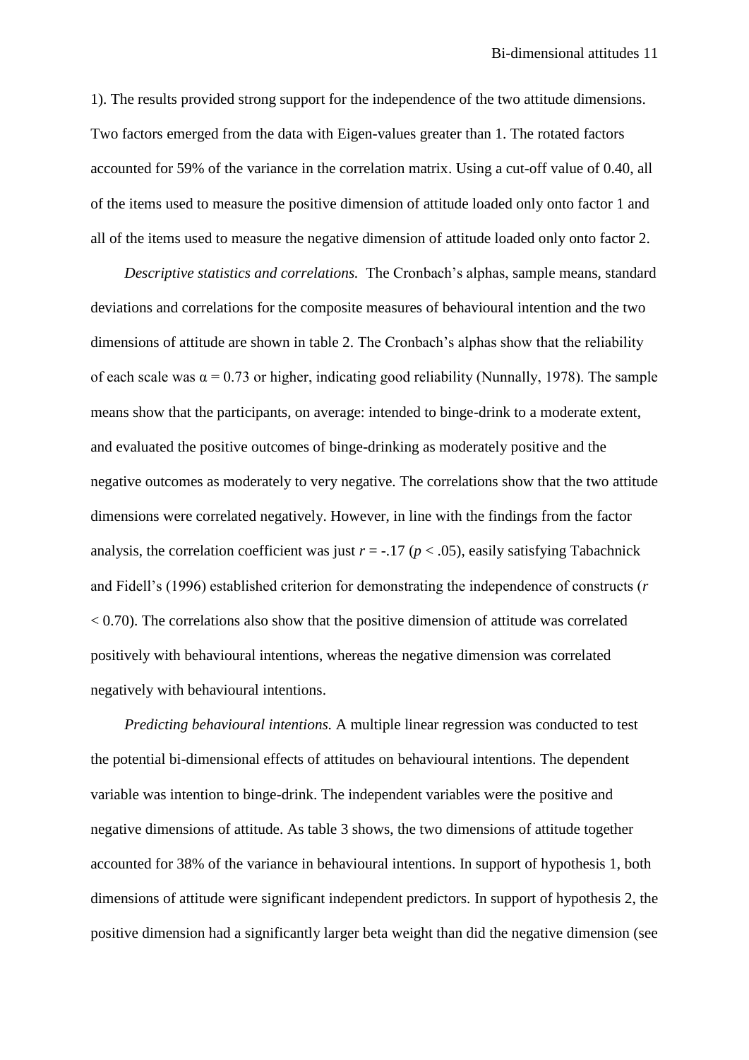1). The results provided strong support for the independence of the two attitude dimensions. Two factors emerged from the data with Eigen-values greater than 1. The rotated factors accounted for 59% of the variance in the correlation matrix. Using a cut-off value of 0.40, all of the items used to measure the positive dimension of attitude loaded only onto factor 1 and all of the items used to measure the negative dimension of attitude loaded only onto factor 2.

*Descriptive statistics and correlations.* The Cronbach's alphas, sample means, standard deviations and correlations for the composite measures of behavioural intention and the two dimensions of attitude are shown in table 2. The Cronbach's alphas show that the reliability of each scale was $\alpha = 0.73$ or higher, indicating good reliability (Nunnally, 1978). The sample means show that the participants, on average: intended to binge-drink to a moderate extent, and evaluated the positive outcomes of binge-drinking as moderately positive and the negative outcomes as moderately to very negative. The correlations show that the two attitude dimensions were correlated negatively. However, in line with the findings from the factor analysis, the correlation coefficient was just $r = -.17$ ($p < .05$), easily satisfying Tabachnick and Fidell's (1996) established criterion for demonstrating the independence of constructs ($r < 0.70$). The correlations also show that the positive dimension of attitude was correlated positively with behavioural intentions, whereas the negative dimension was correlated negatively with behavioural intentions.

*Predicting behavioural intentions.* A multiple linear regression was conducted to test the potential bi-dimensional effects of attitudes on behavioural intentions. The dependent variable was intention to binge-drink. The independent variables were the positive and negative dimensions of attitude. As table 3 shows, the two dimensions of attitude together accounted for 38% of the variance in behavioural intentions. In support of hypothesis 1, both dimensions of attitude were significant independent predictors. In support of hypothesis 2, the positive dimension had a significantly larger beta weight than did the negative dimension (see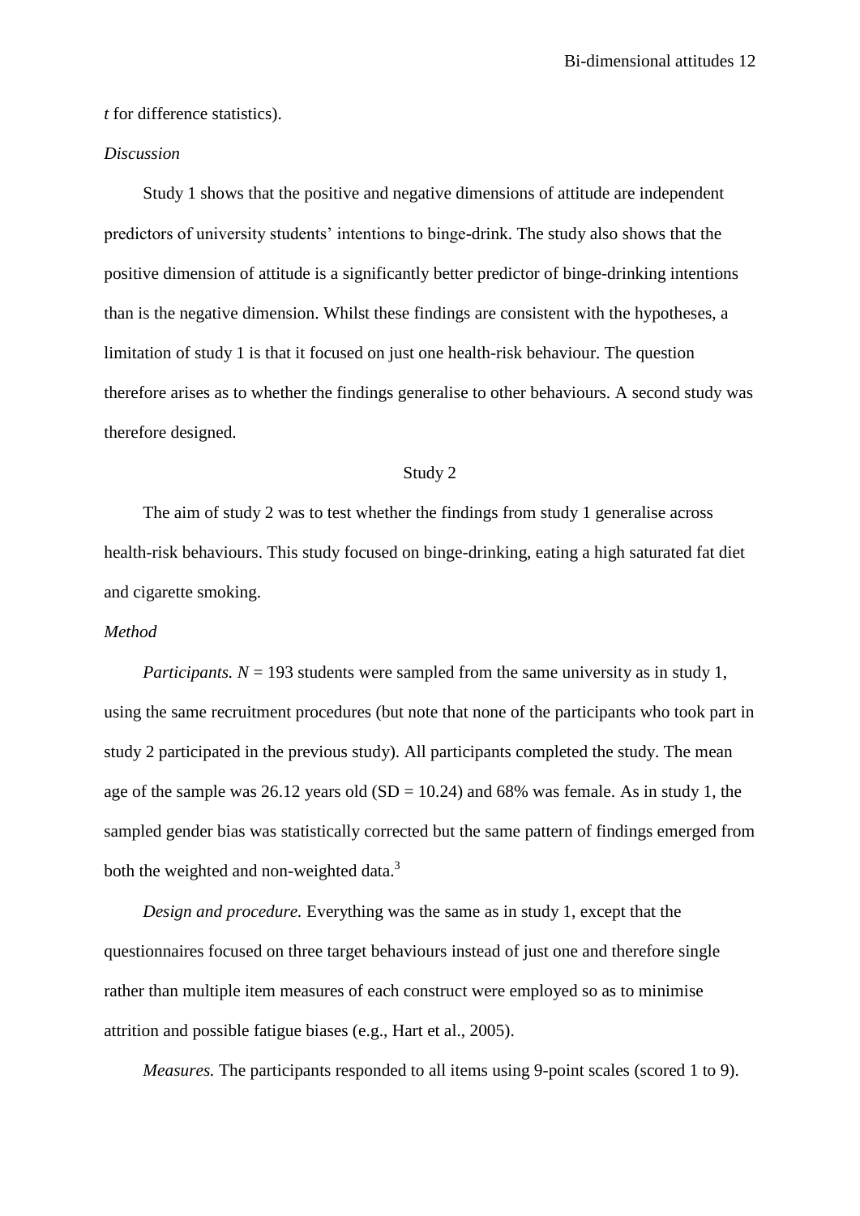*t* for difference statistics).

*Discussion*

Study 1 shows that the positive and negative dimensions of attitude are independent predictors of university students' intentions to binge-drink. The study also shows that the positive dimension of attitude is a significantly better predictor of binge-drinking intentions than is the negative dimension. Whilst these findings are consistent with the hypotheses, a limitation of study 1 is that it focused on just one health-risk behaviour. The question therefore arises as to whether the findings generalise to other behaviours. A second study was therefore designed.

## Study 2

The aim of study 2 was to test whether the findings from study 1 generalise across health-risk behaviours. This study focused on binge-drinking, eating a high saturated fat diet and cigarette smoking.

*Method*

*Participants.* $N = 193$ students were sampled from the same university as in study 1, using the same recruitment procedures (but note that none of the participants who took part in study 2 participated in the previous study). All participants completed the study. The mean age of the sample was 26.12 years old (SD = 10.24) and 68% was female. As in study 1, the sampled gender bias was statistically corrected but the same pattern of findings emerged from both the weighted and non-weighted data.[3]

*Design and procedure.* Everything was the same as in study 1, except that the questionnaires focused on three target behaviours instead of just one and therefore single rather than multiple item measures of each construct were employed so as to minimise attrition and possible fatigue biases (e.g., Hart et al., 2005).

*Measures.* The participants responded to all items using 9-point scales (scored 1 to 9).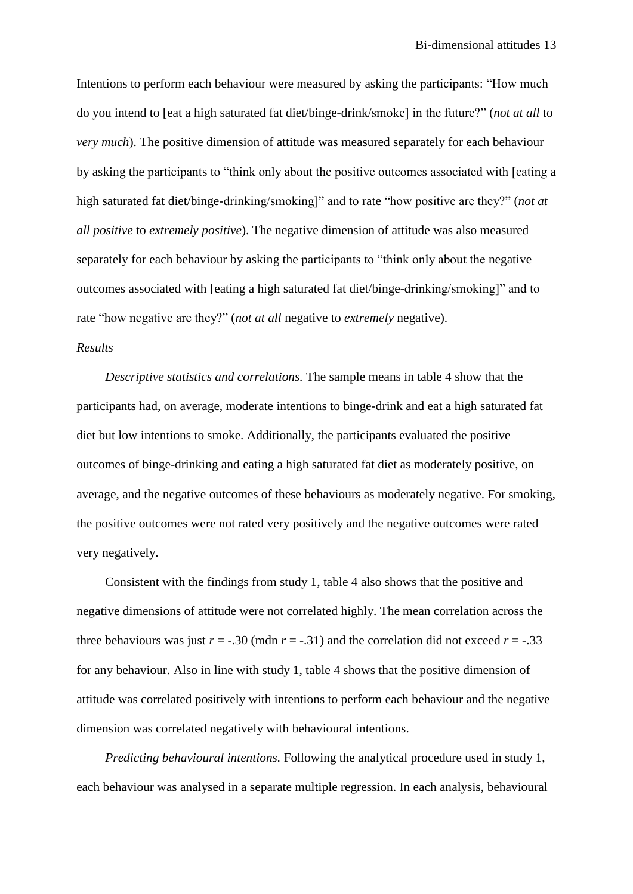Intentions to perform each behaviour were measured by asking the participants: "How much do you intend to [eat a high saturated fat diet/binge-drink/smoke] in the future?" (*not at all* to *very much*). The positive dimension of attitude was measured separately for each behaviour by asking the participants to "think only about the positive outcomes associated with [eating a high saturated fat diet/binge-drinking/smoking]" and to rate "how positive are they?" (*not at all positive* to *extremely positive*). The negative dimension of attitude was also measured separately for each behaviour by asking the participants to "think only about the negative outcomes associated with [eating a high saturated fat diet/binge-drinking/smoking]" and to rate "how negative are they?" (*not at all* negative to *extremely* negative).

*Results*

*Descriptive statistics and correlations.* The sample means in table 4 show that the participants had, on average, moderate intentions to binge-drink and eat a high saturated fat diet but low intentions to smoke. Additionally, the participants evaluated the positive outcomes of binge-drinking and eating a high saturated fat diet as moderately positive, on average, and the negative outcomes of these behaviours as moderately negative. For smoking, the positive outcomes were not rated very positively and the negative outcomes were rated very negatively.

Consistent with the findings from study 1, table 4 also shows that the positive and negative dimensions of attitude were not correlated highly. The mean correlation across the three behaviours was just $r$ = -.30 (mdn $r$ = -.31) and the correlation did not exceed $r$ = -.33 for any behaviour. Also in line with study 1, table 4 shows that the positive dimension of attitude was correlated positively with intentions to perform each behaviour and the negative dimension was correlated negatively with behavioural intentions.

*Predicting behavioural intentions.* Following the analytical procedure used in study 1, each behaviour was analysed in a separate multiple regression. In each analysis, behavioural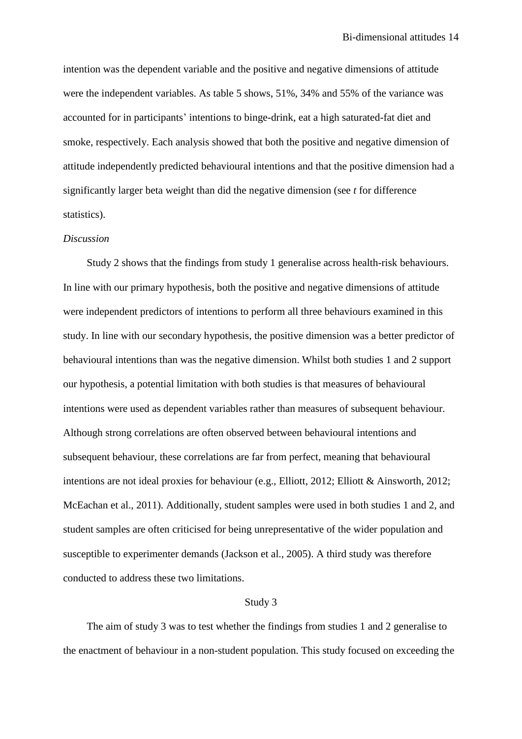intention was the dependent variable and the positive and negative dimensions of attitude were the independent variables. As table 5 shows, 51%, 34% and 55% of the variance was accounted for in participants' intentions to binge-drink, eat a high saturated-fat diet and smoke, respectively. Each analysis showed that both the positive and negative dimension of attitude independently predicted behavioural intentions and that the positive dimension had a significantly larger beta weight than did the negative dimension (see $t$ for difference statistics).

*Discussion*

Study 2 shows that the findings from study 1 generalise across health-risk behaviours. In line with our primary hypothesis, both the positive and negative dimensions of attitude were independent predictors of intentions to perform all three behaviours examined in this study. In line with our secondary hypothesis, the positive dimension was a better predictor of behavioural intentions than was the negative dimension. Whilst both studies 1 and 2 support our hypothesis, a potential limitation with both studies is that measures of behavioural intentions were used as dependent variables rather than measures of subsequent behaviour. Although strong correlations are often observed between behavioural intentions and subsequent behaviour, these correlations are far from perfect, meaning that behavioural intentions are not ideal proxies for behaviour (e.g., Elliott, 2012; Elliott & Ainsworth, 2012; McEachan et al., 2011). Additionally, student samples were used in both studies 1 and 2, and student samples are often criticised for being unrepresentative of the wider population and susceptible to experimenter demands (Jackson et al., 2005). A third study was therefore conducted to address these two limitations.

## Study 3

The aim of study 3 was to test whether the findings from studies 1 and 2 generalise to the enactment of behaviour in a non-student population. This study focused on exceeding the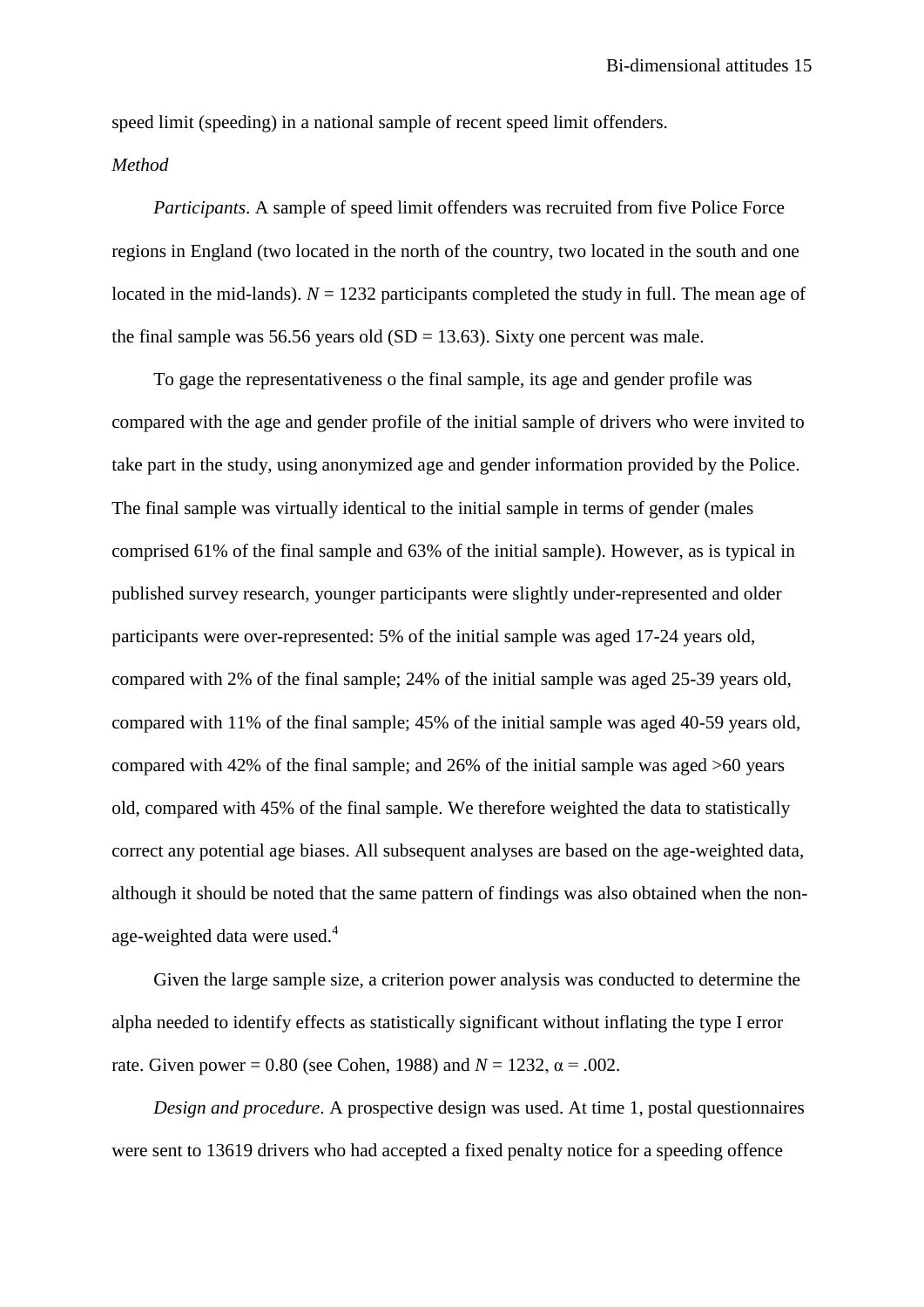speed limit (speeding) in a national sample of recent speed limit offenders.

*Method*

*Participants*. A sample of speed limit offenders was recruited from five Police Force regions in England (two located in the north of the country, two located in the south and one located in the mid-lands). $N$ = 1232 participants completed the study in full. The mean age of the final sample was 56.56 years old (SD = 13.63). Sixty one percent was male.

To gage the representativeness o the final sample, its age and gender profile was compared with the age and gender profile of the initial sample of drivers who were invited to take part in the study, using anonymized age and gender information provided by the Police. The final sample was virtually identical to the initial sample in terms of gender (males comprised 61% of the final sample and 63% of the initial sample). However, as is typical in published survey research, younger participants were slightly under-represented and older participants were over-represented: 5% of the initial sample was aged 17-24 years old, compared with 2% of the final sample; 24% of the initial sample was aged 25-39 years old, compared with 11% of the final sample; 45% of the initial sample was aged 40-59 years old, compared with 42% of the final sample; and 26% of the initial sample was aged >60 years old, compared with 45% of the final sample. We therefore weighted the data to statistically correct any potential age biases. All subsequent analyses are based on the age-weighted data, although it should be noted that the same pattern of findings was also obtained when the non-age-weighted data were used.[4]

Given the large sample size, a criterion power analysis was conducted to determine the alpha needed to identify effects as statistically significant without inflating the type I error rate. Given power = 0.80 (see Cohen, 1988) and $N$ = 1232, $\alpha$ = .002.

*Design and procedure*. A prospective design was used. At time 1, postal questionnaires were sent to 13619 drivers who had accepted a fixed penalty notice for a speeding offence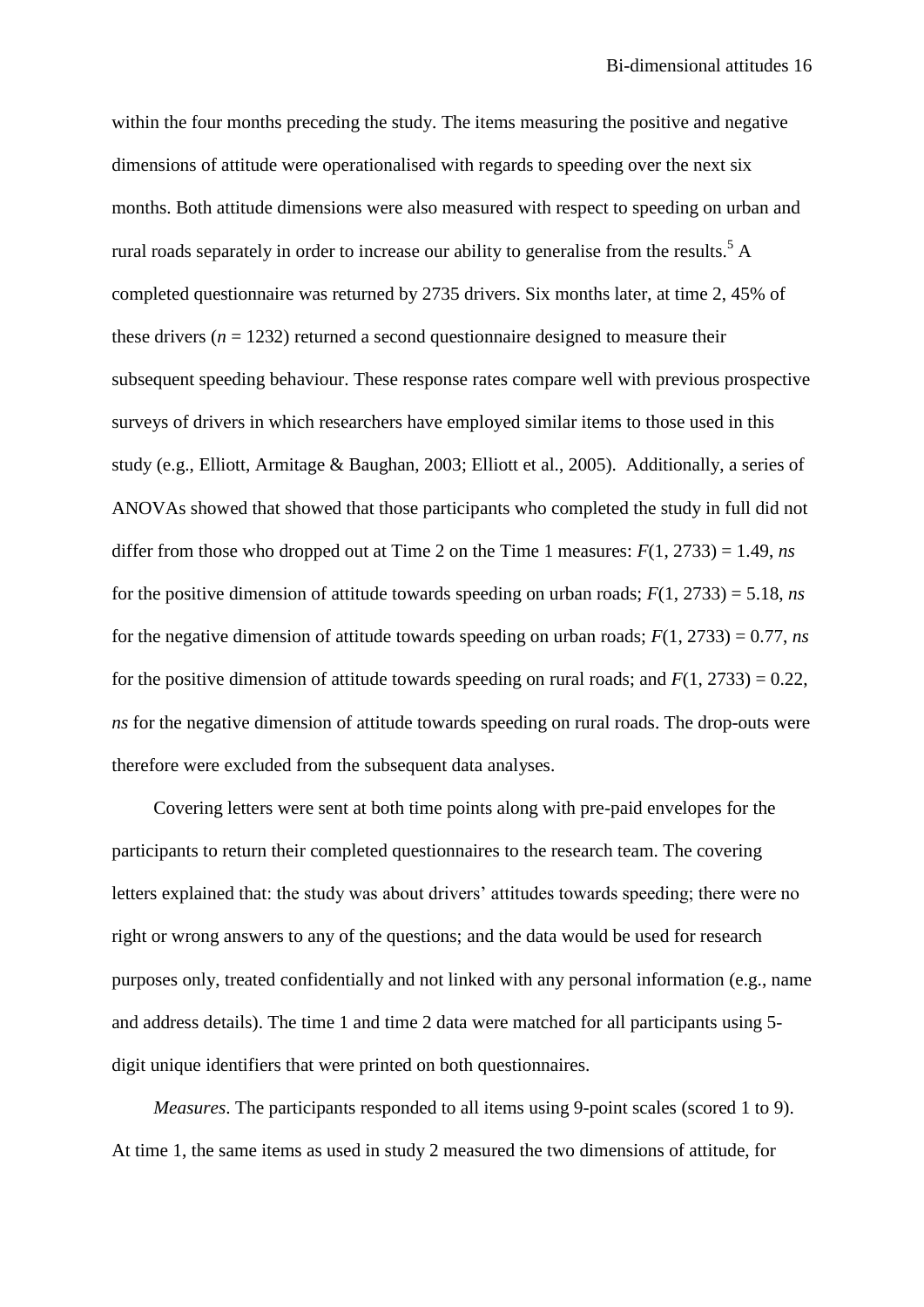within the four months preceding the study. The items measuring the positive and negative dimensions of attitude were operationalised with regards to speeding over the next six months. Both attitude dimensions were also measured with respect to speeding on urban and rural roads separately in order to increase our ability to generalise from the results.[5] A completed questionnaire was returned by 2735 drivers. Six months later, at time 2, 45% of these drivers ($n$ = 1232) returned a second questionnaire designed to measure their subsequent speeding behaviour. These response rates compare well with previous prospective surveys of drivers in which researchers have employed similar items to those used in this study (e.g., Elliott, Armitage & Baughan, 2003; Elliott et al., 2005). Additionally, a series of ANOVAs showed that showed that those participants who completed the study in full did not differ from those who dropped out at Time 2 on the Time 1 measures: $F(1, 2733) = 1.49$, *ns* for the positive dimension of attitude towards speeding on urban roads; $F(1, 2733) = 5.18$, *ns* for the negative dimension of attitude towards speeding on urban roads; $F(1, 2733) = 0.77$, *ns* for the positive dimension of attitude towards speeding on rural roads; and $F(1, 2733) = 0.22$, *ns* for the negative dimension of attitude towards speeding on rural roads. The drop-outs were therefore were excluded from the subsequent data analyses.

Covering letters were sent at both time points along with pre-paid envelopes for the participants to return their completed questionnaires to the research team. The covering letters explained that: the study was about drivers' attitudes towards speeding; there were no right or wrong answers to any of the questions; and the data would be used for research purposes only, treated confidentially and not linked with any personal information (e.g., name and address details). The time 1 and time 2 data were matched for all participants using 5-digit unique identifiers that were printed on both questionnaires.

*Measures*. The participants responded to all items using 9-point scales (scored 1 to 9). At time 1, the same items as used in study 2 measured the two dimensions of attitude, for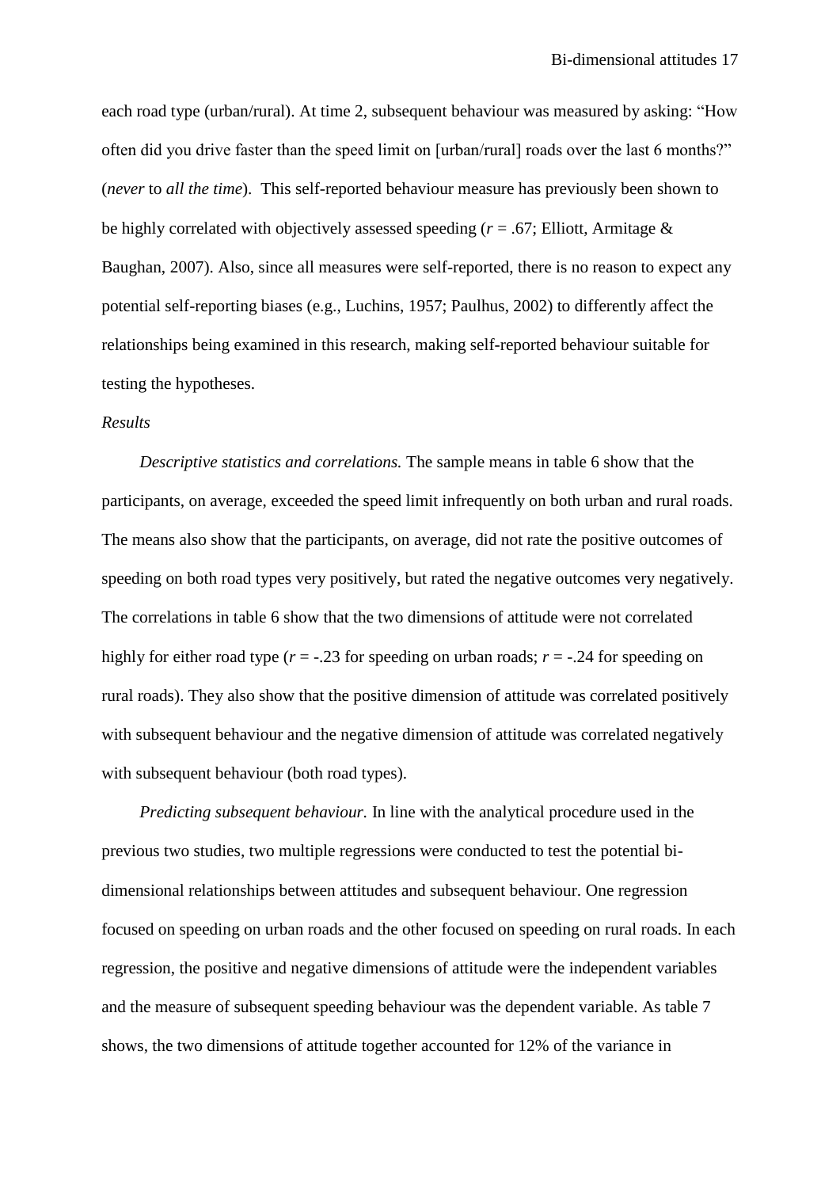each road type (urban/rural). At time 2, subsequent behaviour was measured by asking: "How often did you drive faster than the speed limit on [urban/rural] roads over the last 6 months?" (*never* to *all the time*). This self-reported behaviour measure has previously been shown to be highly correlated with objectively assessed speeding ($r = .67$; Elliott, Armitage & Baughan, 2007). Also, since all measures were self-reported, there is no reason to expect any potential self-reporting biases (e.g., Luchins, 1957; Paulhus, 2002) to differently affect the relationships being examined in this research, making self-reported behaviour suitable for testing the hypotheses.

*Results*

*Descriptive statistics and correlations.* The sample means in table 6 show that the participants, on average, exceeded the speed limit infrequently on both urban and rural roads. The means also show that the participants, on average, did not rate the positive outcomes of speeding on both road types very positively, but rated the negative outcomes very negatively. The correlations in table 6 show that the two dimensions of attitude were not correlated highly for either road type ($r = -.23$ for speeding on urban roads; $r = -.24$ for speeding on rural roads). They also show that the positive dimension of attitude was correlated positively with subsequent behaviour and the negative dimension of attitude was correlated negatively with subsequent behaviour (both road types).

*Predicting subsequent behaviour.* In line with the analytical procedure used in the previous two studies, two multiple regressions were conducted to test the potential bi-dimensional relationships between attitudes and subsequent behaviour. One regression focused on speeding on urban roads and the other focused on speeding on rural roads. In each regression, the positive and negative dimensions of attitude were the independent variables and the measure of subsequent speeding behaviour was the dependent variable. As table 7 shows, the two dimensions of attitude together accounted for 12% of the variance in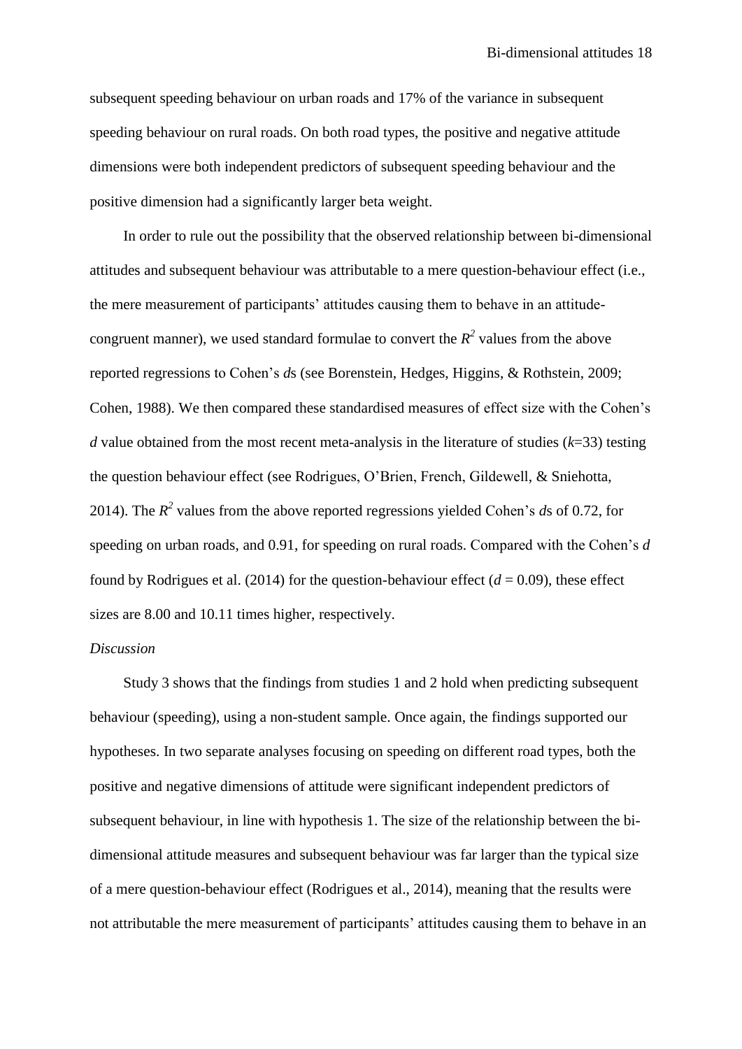subsequent speeding behaviour on urban roads and 17% of the variance in subsequent speeding behaviour on rural roads. On both road types, the positive and negative attitude dimensions were both independent predictors of subsequent speeding behaviour and the positive dimension had a significantly larger beta weight.

In order to rule out the possibility that the observed relationship between bi-dimensional attitudes and subsequent behaviour was attributable to a mere question-behaviour effect (i.e., the mere measurement of participants' attitudes causing them to behave in an attitude-congruent manner), we used standard formulae to convert the $R^2$ values from the above reported regressions to Cohen's *d*s (see Borenstein, Hedges, Higgins, & Rothstein, 2009; Cohen, 1988). We then compared these standardised measures of effect size with the Cohen's *d* value obtained from the most recent meta-analysis in the literature of studies ($k$=33) testing the question behaviour effect (see Rodrigues, O'Brien, French, Gildewell, & Sniehotta, 2014). The $R^2$ values from the above reported regressions yielded Cohen's *d*s of 0.72, for speeding on urban roads, and 0.91, for speeding on rural roads. Compared with the Cohen's *d* found by Rodrigues et al. (2014) for the question-behaviour effect ($d$ = 0.09), these effect sizes are 8.00 and 10.11 times higher, respectively.

*Discussion*

Study 3 shows that the findings from studies 1 and 2 hold when predicting subsequent behaviour (speeding), using a non-student sample. Once again, the findings supported our hypotheses. In two separate analyses focusing on speeding on different road types, both the positive and negative dimensions of attitude were significant independent predictors of subsequent behaviour, in line with hypothesis 1. The size of the relationship between the bi-dimensional attitude measures and subsequent behaviour was far larger than the typical size of a mere question-behaviour effect (Rodrigues et al., 2014), meaning that the results were not attributable the mere measurement of participants' attitudes causing them to behave in an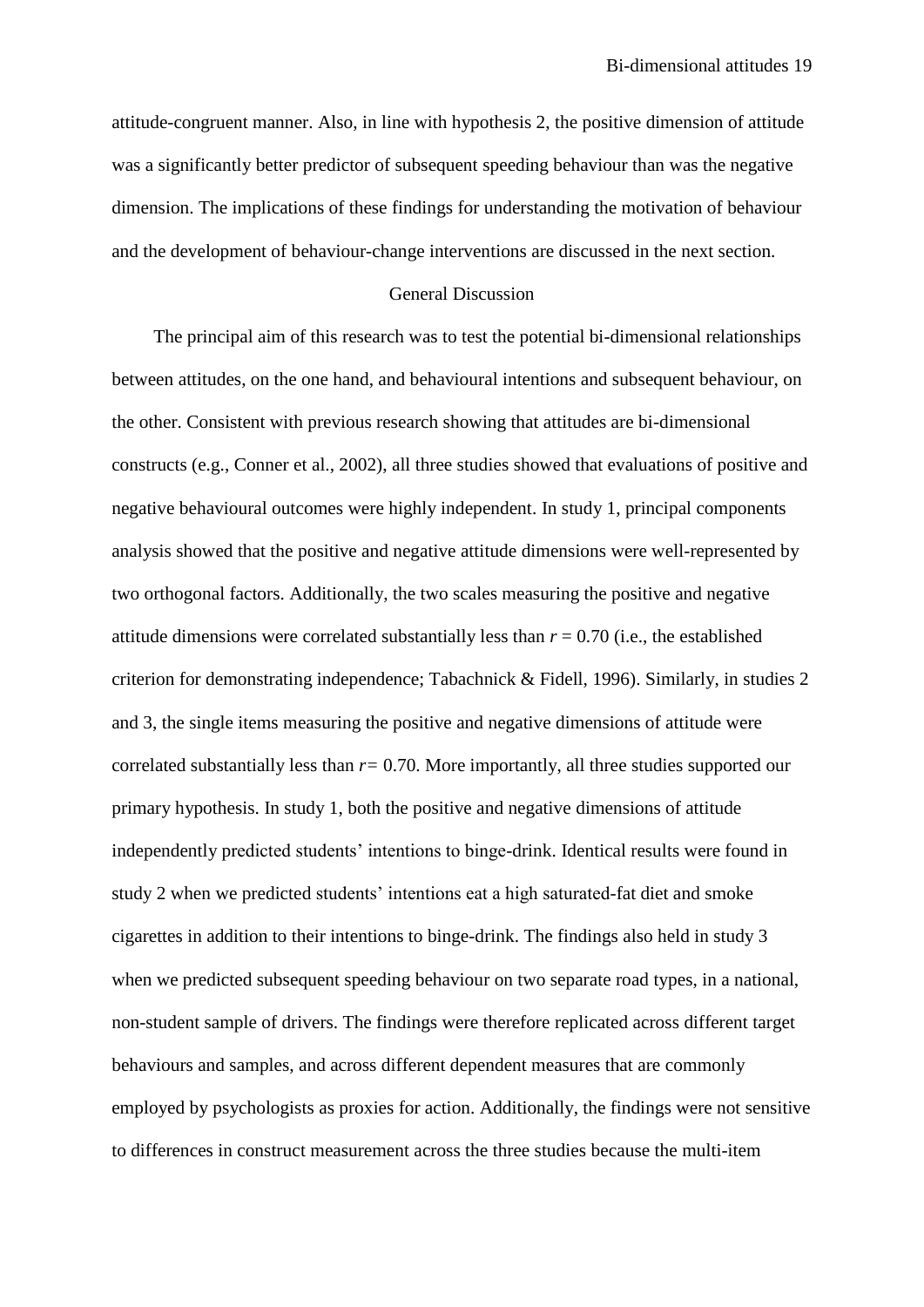attitude-congruent manner. Also, in line with hypothesis 2, the positive dimension of attitude was a significantly better predictor of subsequent speeding behaviour than was the negative dimension. The implications of these findings for understanding the motivation of behaviour and the development of behaviour-change interventions are discussed in the next section.

## General Discussion

The principal aim of this research was to test the potential bi-dimensional relationships between attitudes, on the one hand, and behavioural intentions and subsequent behaviour, on the other. Consistent with previous research showing that attitudes are bi-dimensional constructs (e.g., Conner et al., 2002), all three studies showed that evaluations of positive and negative behavioural outcomes were highly independent. In study 1, principal components analysis showed that the positive and negative attitude dimensions were well-represented by two orthogonal factors. Additionally, the two scales measuring the positive and negative attitude dimensions were correlated substantially less than $r = 0.70$ (i.e., the established criterion for demonstrating independence; Tabachnick & Fidell, 1996). Similarly, in studies 2 and 3, the single items measuring the positive and negative dimensions of attitude were correlated substantially less than $r = 0.70$. More importantly, all three studies supported our primary hypothesis. In study 1, both the positive and negative dimensions of attitude independently predicted students' intentions to binge-drink. Identical results were found in study 2 when we predicted students' intentions eat a high saturated-fat diet and smoke cigarettes in addition to their intentions to binge-drink. The findings also held in study 3 when we predicted subsequent speeding behaviour on two separate road types, in a national, non-student sample of drivers. The findings were therefore replicated across different target behaviours and samples, and across different dependent measures that are commonly employed by psychologists as proxies for action. Additionally, the findings were not sensitive to differences in construct measurement across the three studies because the multi-item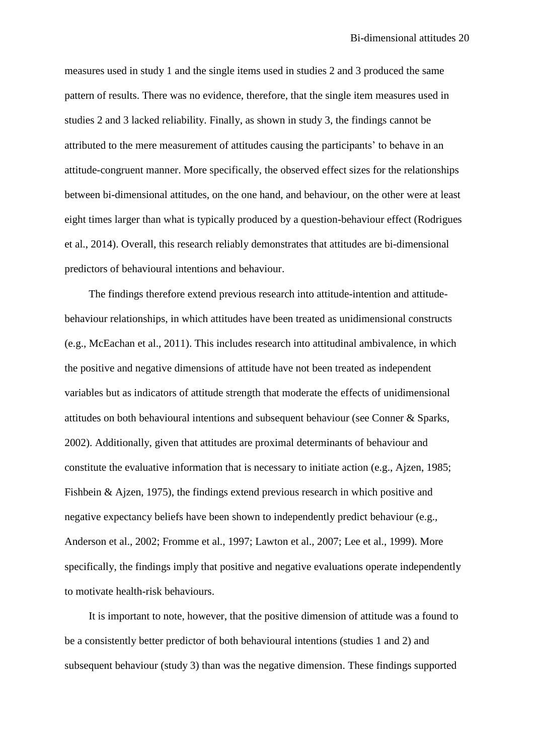measures used in study 1 and the single items used in studies 2 and 3 produced the same pattern of results. There was no evidence, therefore, that the single item measures used in studies 2 and 3 lacked reliability. Finally, as shown in study 3, the findings cannot be attributed to the mere measurement of attitudes causing the participants' to behave in an attitude-congruent manner. More specifically, the observed effect sizes for the relationships between bi-dimensional attitudes, on the one hand, and behaviour, on the other were at least eight times larger than what is typically produced by a question-behaviour effect (Rodrigues et al., 2014). Overall, this research reliably demonstrates that attitudes are bi-dimensional predictors of behavioural intentions and behaviour.

The findings therefore extend previous research into attitude-intention and attitude-behaviour relationships, in which attitudes have been treated as unidimensional constructs (e.g., McEachan et al., 2011). This includes research into attitudinal ambivalence, in which the positive and negative dimensions of attitude have not been treated as independent variables but as indicators of attitude strength that moderate the effects of unidimensional attitudes on both behavioural intentions and subsequent behaviour (see Conner & Sparks, 2002). Additionally, given that attitudes are proximal determinants of behaviour and constitute the evaluative information that is necessary to initiate action (e.g., Ajzen, 1985; Fishbein & Ajzen, 1975), the findings extend previous research in which positive and negative expectancy beliefs have been shown to independently predict behaviour (e.g., Anderson et al., 2002; Fromme et al., 1997; Lawton et al., 2007; Lee et al., 1999). More specifically, the findings imply that positive and negative evaluations operate independently to motivate health-risk behaviours.

It is important to note, however, that the positive dimension of attitude was a found to be a consistently better predictor of both behavioural intentions (studies 1 and 2) and subsequent behaviour (study 3) than was the negative dimension. These findings supported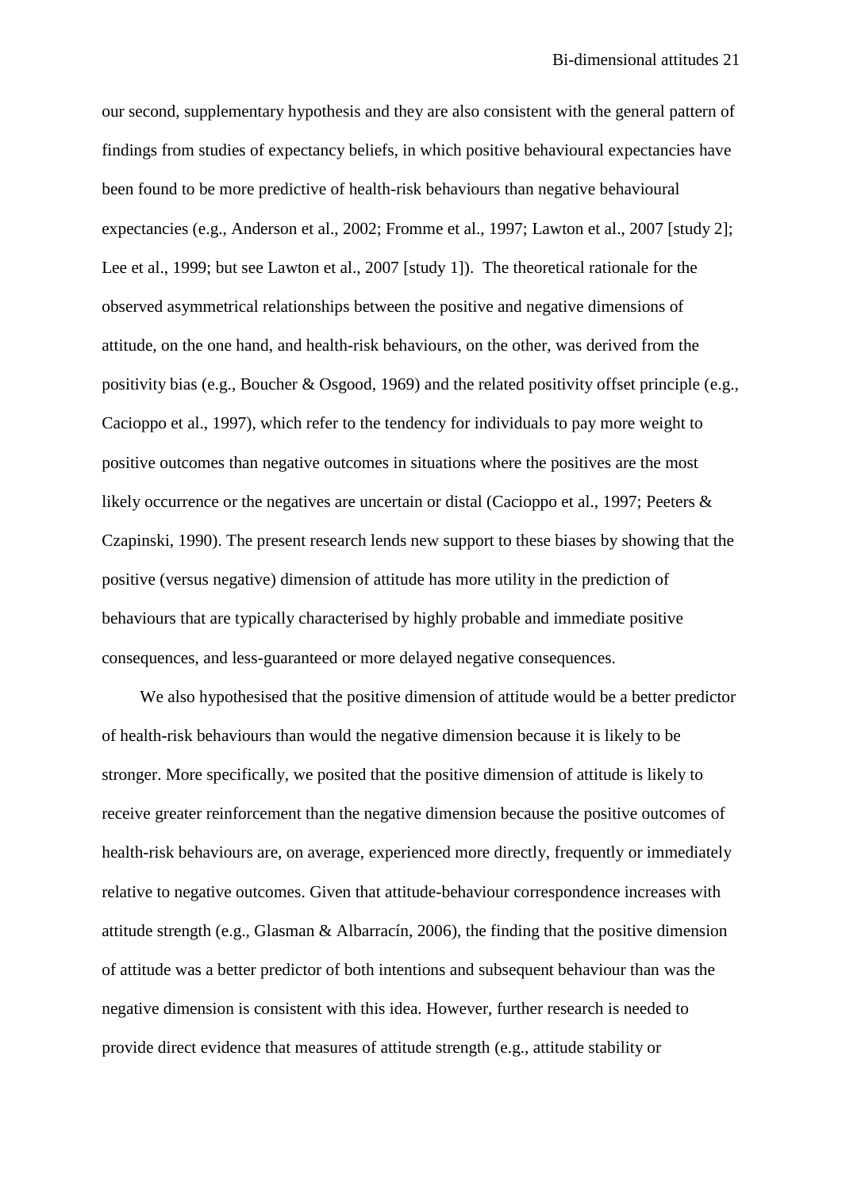our second, supplementary hypothesis and they are also consistent with the general pattern of findings from studies of expectancy beliefs, in which positive behavioural expectancies have been found to be more predictive of health-risk behaviours than negative behavioural expectancies (e.g., Anderson et al., 2002; Fromme et al., 1997; Lawton et al., 2007 [study 2]; Lee et al., 1999; but see Lawton et al., 2007 [study 1]). The theoretical rationale for the observed asymmetrical relationships between the positive and negative dimensions of attitude, on the one hand, and health-risk behaviours, on the other, was derived from the positivity bias (e.g., Boucher & Osgood, 1969) and the related positivity offset principle (e.g., Cacioppo et al., 1997), which refer to the tendency for individuals to pay more weight to positive outcomes than negative outcomes in situations where the positives are the most likely occurrence or the negatives are uncertain or distal (Cacioppo et al., 1997; Peeters & Czapinski, 1990). The present research lends new support to these biases by showing that the positive (versus negative) dimension of attitude has more utility in the prediction of behaviours that are typically characterised by highly probable and immediate positive consequences, and less-guaranteed or more delayed negative consequences.

We also hypothesised that the positive dimension of attitude would be a better predictor of health-risk behaviours than would the negative dimension because it is likely to be stronger. More specifically, we posited that the positive dimension of attitude is likely to receive greater reinforcement than the negative dimension because the positive outcomes of health-risk behaviours are, on average, experienced more directly, frequently or immediately relative to negative outcomes. Given that attitude-behaviour correspondence increases with attitude strength (e.g., Glasman & Albarracín, 2006), the finding that the positive dimension of attitude was a better predictor of both intentions and subsequent behaviour than was the negative dimension is consistent with this idea. However, further research is needed to provide direct evidence that measures of attitude strength (e.g., attitude stability or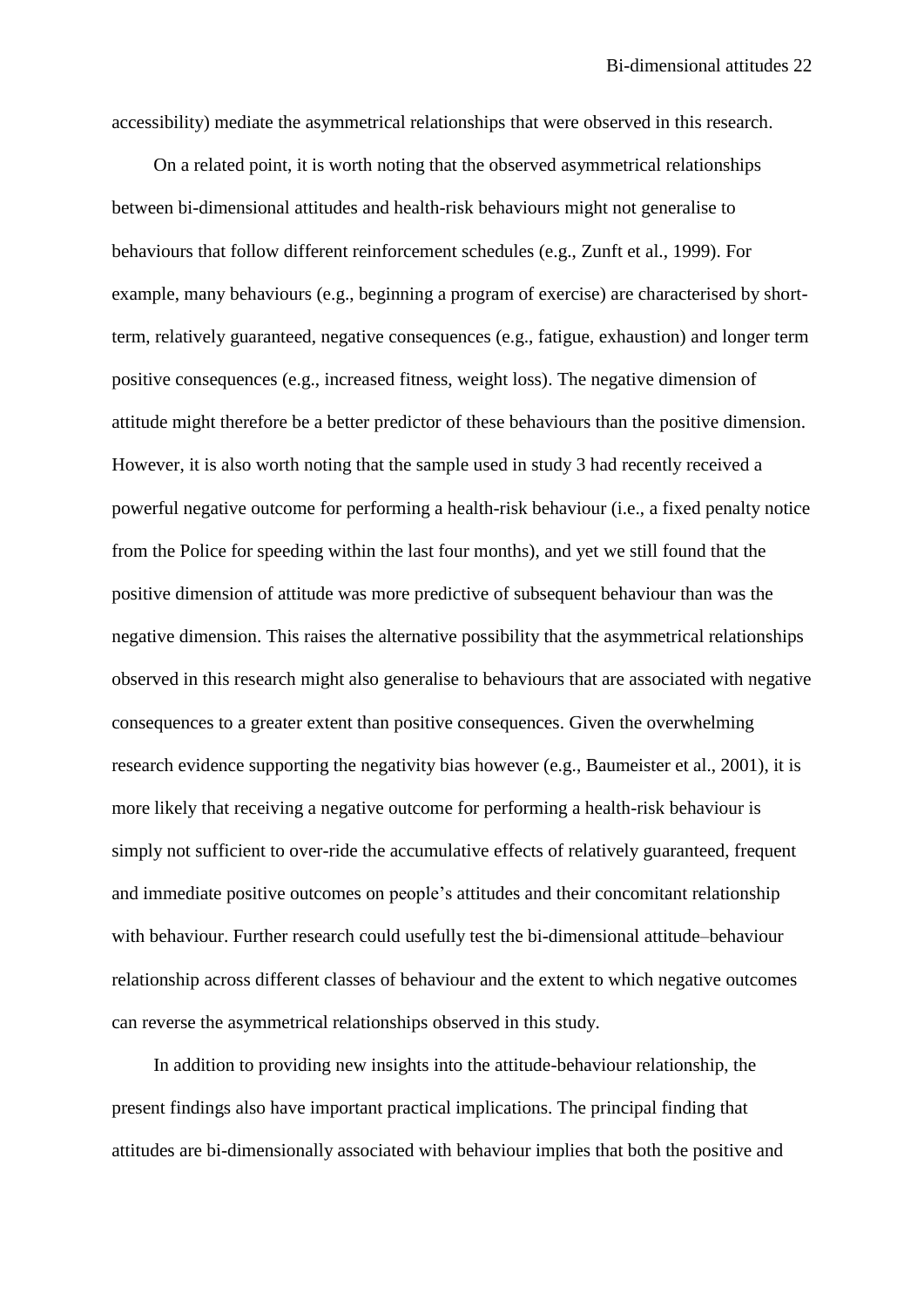accessibility) mediate the asymmetrical relationships that were observed in this research.

On a related point, it is worth noting that the observed asymmetrical relationships between bi-dimensional attitudes and health-risk behaviours might not generalise to behaviours that follow different reinforcement schedules (e.g., Zunft et al., 1999). For example, many behaviours (e.g., beginning a program of exercise) are characterised by short-term, relatively guaranteed, negative consequences (e.g., fatigue, exhaustion) and longer term positive consequences (e.g., increased fitness, weight loss). The negative dimension of attitude might therefore be a better predictor of these behaviours than the positive dimension. However, it is also worth noting that the sample used in study 3 had recently received a powerful negative outcome for performing a health-risk behaviour (i.e., a fixed penalty notice from the Police for speeding within the last four months), and yet we still found that the positive dimension of attitude was more predictive of subsequent behaviour than was the negative dimension. This raises the alternative possibility that the asymmetrical relationships observed in this research might also generalise to behaviours that are associated with negative consequences to a greater extent than positive consequences. Given the overwhelming research evidence supporting the negativity bias however (e.g., Baumeister et al., 2001), it is more likely that receiving a negative outcome for performing a health-risk behaviour is simply not sufficient to over-ride the accumulative effects of relatively guaranteed, frequent and immediate positive outcomes on people's attitudes and their concomitant relationship with behaviour. Further research could usefully test the bi-dimensional attitude–behaviour relationship across different classes of behaviour and the extent to which negative outcomes can reverse the asymmetrical relationships observed in this study.

In addition to providing new insights into the attitude-behaviour relationship, the present findings also have important practical implications. The principal finding that attitudes are bi-dimensionally associated with behaviour implies that both the positive and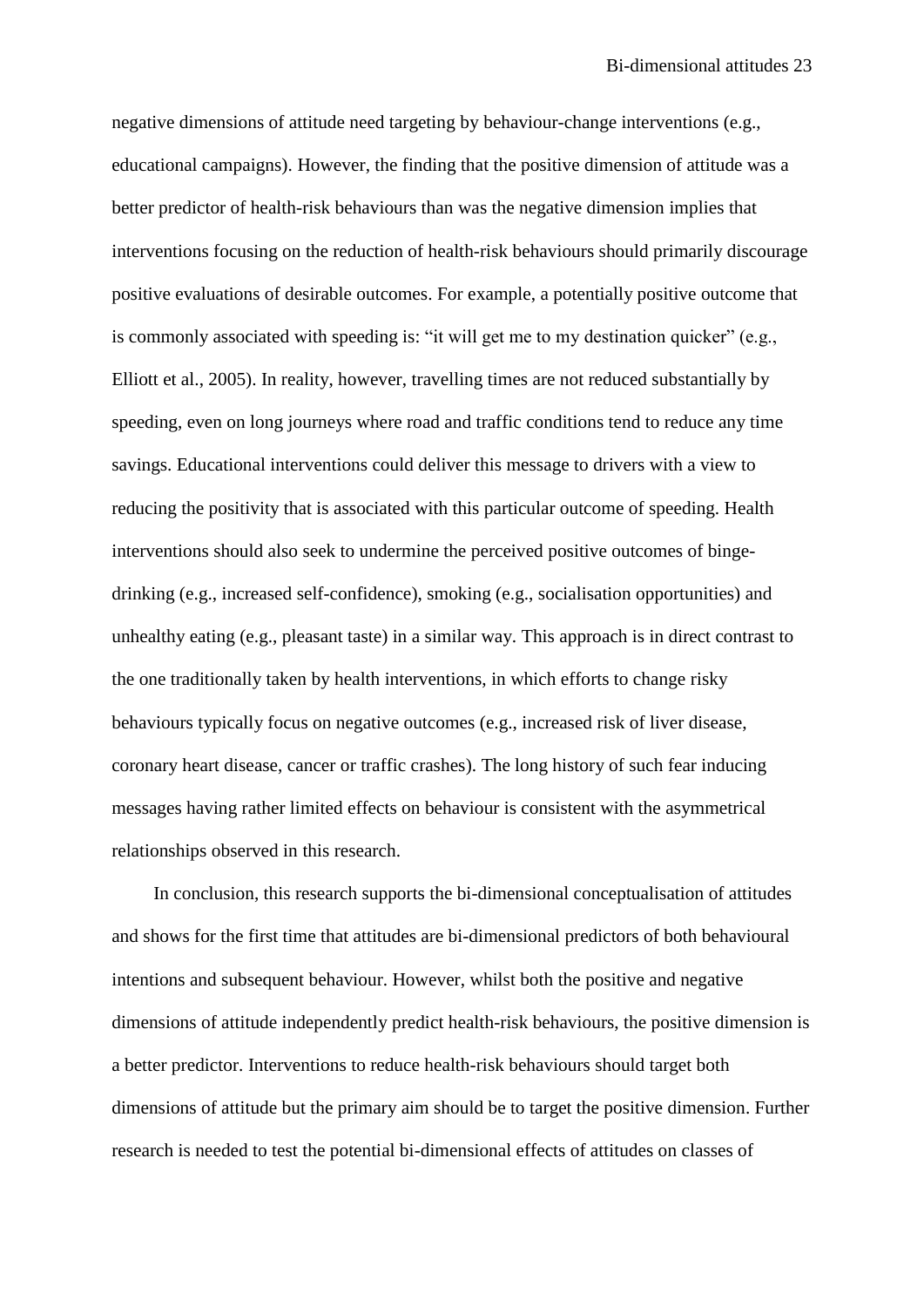negative dimensions of attitude need targeting by behaviour-change interventions (e.g., educational campaigns). However, the finding that the positive dimension of attitude was a better predictor of health-risk behaviours than was the negative dimension implies that interventions focusing on the reduction of health-risk behaviours should primarily discourage positive evaluations of desirable outcomes. For example, a potentially positive outcome that is commonly associated with speeding is: "it will get me to my destination quicker" (e.g., Elliott et al., 2005). In reality, however, travelling times are not reduced substantially by speeding, even on long journeys where road and traffic conditions tend to reduce any time savings. Educational interventions could deliver this message to drivers with a view to reducing the positivity that is associated with this particular outcome of speeding. Health interventions should also seek to undermine the perceived positive outcomes of binge-drinking (e.g., increased self-confidence), smoking (e.g., socialisation opportunities) and unhealthy eating (e.g., pleasant taste) in a similar way. This approach is in direct contrast to the one traditionally taken by health interventions, in which efforts to change risky behaviours typically focus on negative outcomes (e.g., increased risk of liver disease, coronary heart disease, cancer or traffic crashes). The long history of such fear inducing messages having rather limited effects on behaviour is consistent with the asymmetrical relationships observed in this research.

In conclusion, this research supports the bi-dimensional conceptualisation of attitudes and shows for the first time that attitudes are bi-dimensional predictors of both behavioural intentions and subsequent behaviour. However, whilst both the positive and negative dimensions of attitude independently predict health-risk behaviours, the positive dimension is a better predictor. Interventions to reduce health-risk behaviours should target both dimensions of attitude but the primary aim should be to target the positive dimension. Further research is needed to test the potential bi-dimensional effects of attitudes on classes of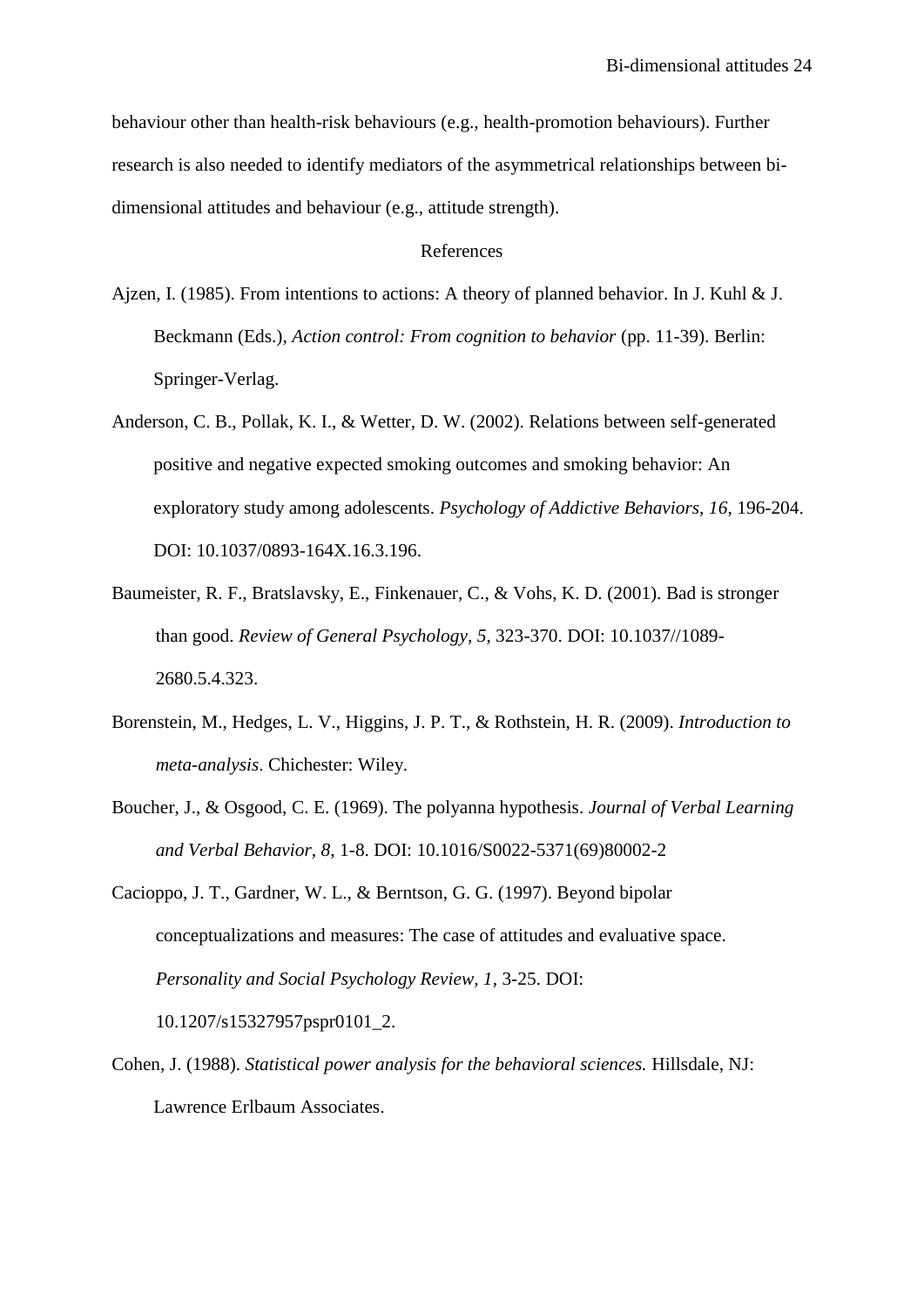behaviour other than health-risk behaviours (e.g., health-promotion behaviours). Further research is also needed to identify mediators of the asymmetrical relationships between bi-dimensional attitudes and behaviour (e.g., attitude strength).

## References

Ajzen, I. (1985). From intentions to actions: A theory of planned behavior. In J. Kuhl & J. Beckmann (Eds.), *Action control: From cognition to behavior* (pp. 11-39). Berlin: Springer-Verlag.

Anderson, C. B., Pollak, K. I., & Wetter, D. W. (2002). Relations between self-generated positive and negative expected smoking outcomes and smoking behavior: An exploratory study among adolescents. *Psychology of Addictive Behaviors, 16*, 196-204. DOI: 10.1037/0893-164X.16.3.196.

Baumeister, R. F., Bratslavsky, E., Finkenauer, C., & Vohs, K. D. (2001). Bad is stronger than good. *Review of General Psychology, 5*, 323-370. DOI: 10.1037//1089-2680.5.4.323.

Borenstein, M., Hedges, L. V., Higgins, J. P. T., & Rothstein, H. R. (2009). *Introduction to meta-analysis*. Chichester: Wiley.

Boucher, J., & Osgood, C. E. (1969). The polyanna hypothesis. *Journal of Verbal Learning and Verbal Behavior, 8*, 1-8. DOI: 10.1016/S0022-5371(69)80002-2

Cacioppo, J. T., Gardner, W. L., & Berntson, G. G. (1997). Beyond bipolar conceptualizations and measures: The case of attitudes and evaluative space. *Personality and Social Psychology Review, 1*, 3-25. DOI: 10.1207/s15327957pspr0101_2.

Cohen, J. (1988). *Statistical power analysis for the behavioral sciences.* Hillsdale, NJ: Lawrence Erlbaum Associates.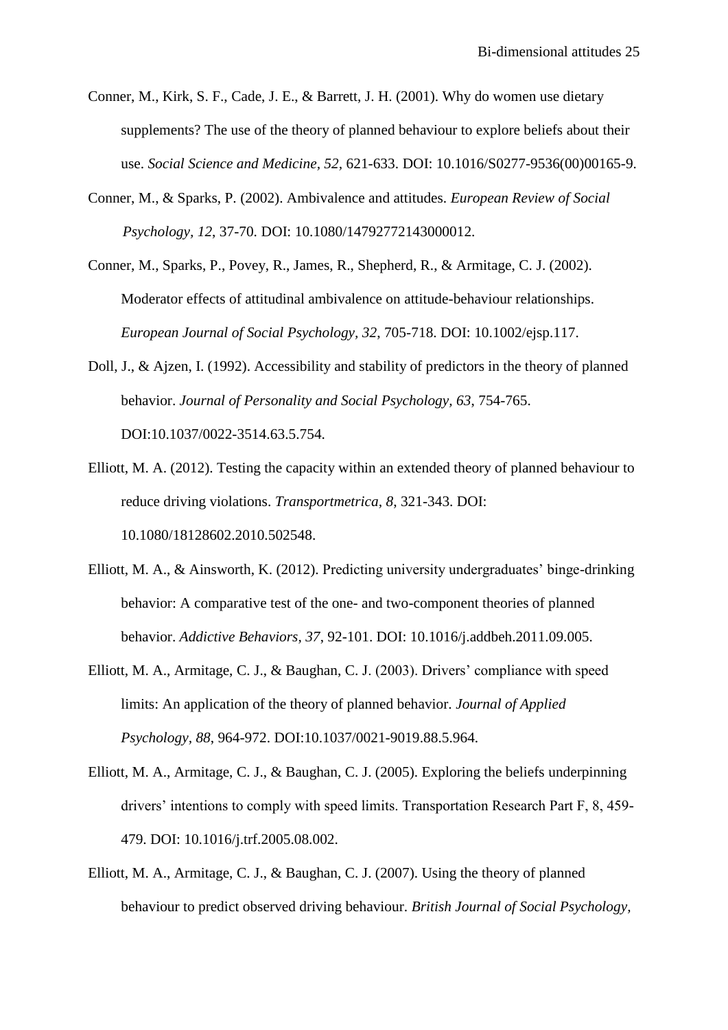Conner, M., Kirk, S. F., Cade, J. E., & Barrett, J. H. (2001). Why do women use dietary supplements? The use of the theory of planned behaviour to explore beliefs about their use. *Social Science and Medicine, 52*, 621-633. DOI: 10.1016/S0277-9536(00)00165-9.

Conner, M., & Sparks, P. (2002). Ambivalence and attitudes. *European Review of Social Psychology, 12*, 37-70. DOI: 10.1080/14792772143000012.

Conner, M., Sparks, P., Povey, R., James, R., Shepherd, R., & Armitage, C. J. (2002). Moderator effects of attitudinal ambivalence on attitude-behaviour relationships. *European Journal of Social Psychology, 32*, 705-718. DOI: 10.1002/ejsp.117.

Doll, J., & Ajzen, I. (1992). Accessibility and stability of predictors in the theory of planned behavior. *Journal of Personality and Social Psychology, 63*, 754-765. DOI:10.1037/0022-3514.63.5.754.

Elliott, M. A. (2012). Testing the capacity within an extended theory of planned behaviour to reduce driving violations. *Transportmetrica, 8*, 321-343. DOI: 10.1080/18128602.2010.502548.

Elliott, M. A., & Ainsworth, K. (2012). Predicting university undergraduates' binge-drinking behavior: A comparative test of the one- and two-component theories of planned behavior. *Addictive Behaviors, 37*, 92-101. DOI: 10.1016/j.addbeh.2011.09.005.

Elliott, M. A., Armitage, C. J., & Baughan, C. J. (2003). Drivers' compliance with speed limits: An application of the theory of planned behavior. *Journal of Applied Psychology, 88*, 964-972. DOI:10.1037/0021-9019.88.5.964.

Elliott, M. A., Armitage, C. J., & Baughan, C. J. (2005). Exploring the beliefs underpinning drivers' intentions to comply with speed limits. Transportation Research Part F, 8, 459-479. DOI: 10.1016/j.trf.2005.08.002.

Elliott, M. A., Armitage, C. J., & Baughan, C. J. (2007). Using the theory of planned behaviour to predict observed driving behaviour. *British Journal of Social Psychology,*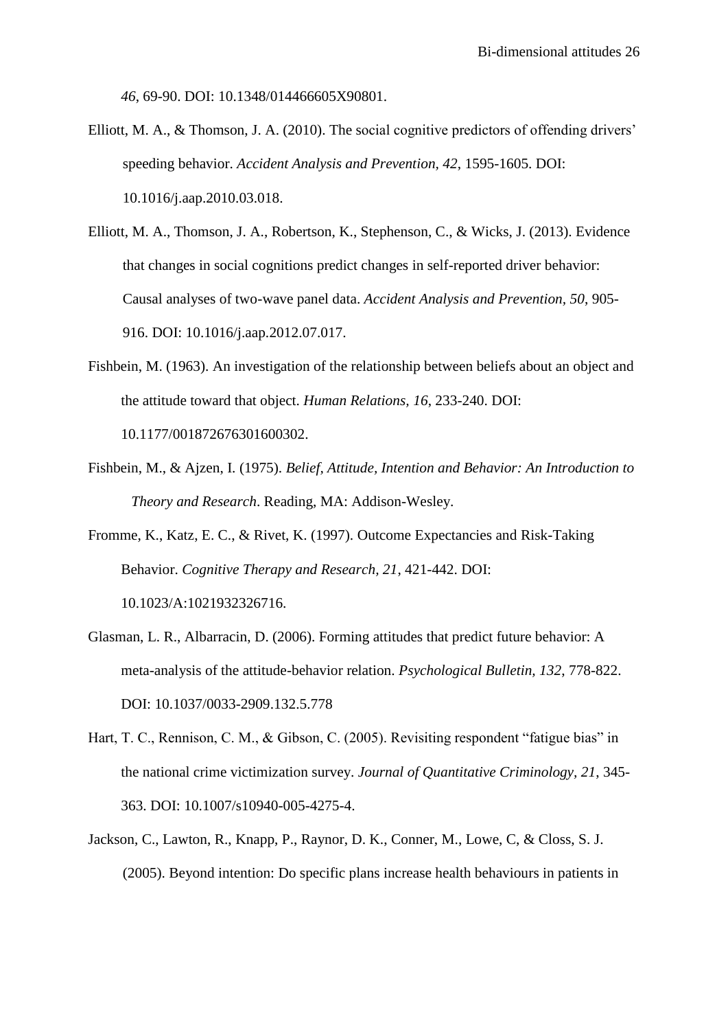*46*, 69-90. DOI: 10.1348/014466605X90801.

Elliott, M. A., & Thomson, J. A. (2010). The social cognitive predictors of offending drivers' speeding behavior. *Accident Analysis and Prevention, 42*, 1595-1605. DOI: 10.1016/j.aap.2010.03.018.

Elliott, M. A., Thomson, J. A., Robertson, K., Stephenson, C., & Wicks, J. (2013). Evidence that changes in social cognitions predict changes in self-reported driver behavior: Causal analyses of two-wave panel data. *Accident Analysis and Prevention, 50*, 905-916. DOI: 10.1016/j.aap.2012.07.017.

Fishbein, M. (1963). An investigation of the relationship between beliefs about an object and the attitude toward that object. *Human Relations, 16*, 233-240. DOI: 10.1177/001872676301600302.

Fishbein, M., & Ajzen, I. (1975). *Belief, Attitude, Intention and Behavior: An Introduction to Theory and Research*. Reading, MA: Addison-Wesley.

Fromme, K., Katz, E. C., & Rivet, K. (1997). Outcome Expectancies and Risk-Taking Behavior. *Cognitive Therapy and Research, 21*, 421-442. DOI: 10.1023/A:1021932326716.

Glasman, L. R., Albarracin, D. (2006). Forming attitudes that predict future behavior: A meta-analysis of the attitude-behavior relation. *Psychological Bulletin, 132*, 778-822. DOI: 10.1037/0033-2909.132.5.778

Hart, T. C., Rennison, C. M., & Gibson, C. (2005). Revisiting respondent "fatigue bias" in the national crime victimization survey. *Journal of Quantitative Criminology, 21*, 345-363. DOI: 10.1007/s10940-005-4275-4.

Jackson, C., Lawton, R., Knapp, P., Raynor, D. K., Conner, M., Lowe, C, & Closs, S. J. (2005). Beyond intention: Do specific plans increase health behaviours in patients in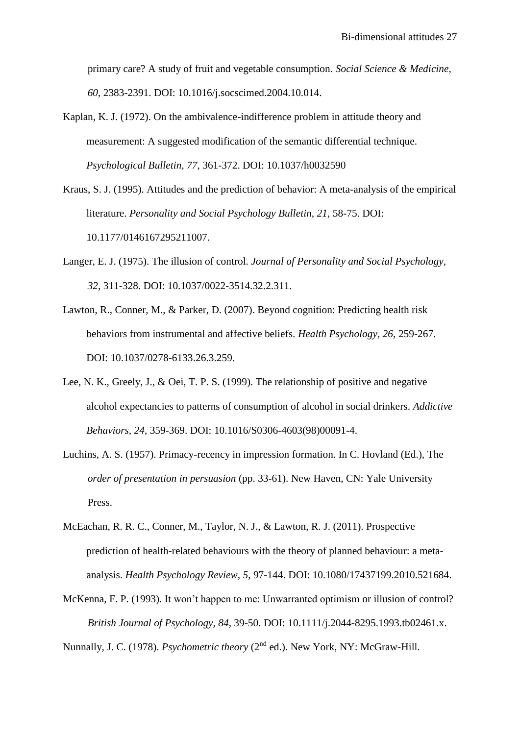primary care? A study of fruit and vegetable consumption. *Social Science & Medicine, 60*, 2383-2391. DOI: 10.1016/j.socscimed.2004.10.014.

Kaplan, K. J. (1972). On the ambivalence-indifference problem in attitude theory and measurement: A suggested modification of the semantic differential technique. *Psychological Bulletin, 77*, 361-372. DOI: 10.1037/h0032590

Kraus, S. J. (1995). Attitudes and the prediction of behavior: A meta-analysis of the empirical literature. *Personality and Social Psychology Bulletin, 21*, 58-75. DOI: 10.1177/0146167295211007.

Langer, E. J. (1975). The illusion of control. *Journal of Personality and Social Psychology, 32*, 311-328. DOI: 10.1037/0022-3514.32.2.311.

Lawton, R., Conner, M., & Parker, D. (2007). Beyond cognition: Predicting health risk behaviors from instrumental and affective beliefs. *Health Psychology, 26*, 259-267. DOI: 10.1037/0278-6133.26.3.259.

Lee, N. K., Greely, J., & Oei, T. P. S. (1999). The relationship of positive and negative alcohol expectancies to patterns of consumption of alcohol in social drinkers. *Addictive Behaviors, 24*, 359-369. DOI: 10.1016/S0306-4603(98)00091-4.

Luchins, A. S. (1957). Primacy-recency in impression formation. In C. Hovland (Ed.), The *order of presentation in persuasion* (pp. 33-61). New Haven, CN: Yale University Press.

McEachan, R. R. C., Conner, M., Taylor, N. J., & Lawton, R. J. (2011). Prospective prediction of health-related behaviours with the theory of planned behaviour: a meta-analysis. *Health Psychology Review, 5*, 97-144. DOI: 10.1080/17437199.2010.521684.

McKenna, F. P. (1993). It won't happen to me: Unwarranted optimism or illusion of control? *British Journal of Psychology, 84*, 39-50. DOI: 10.1111/j.2044-8295.1993.tb02461.x.

Nunnally, J. C. (1978). *Psychometric theory* (2nd ed.). New York, NY: McGraw-Hill.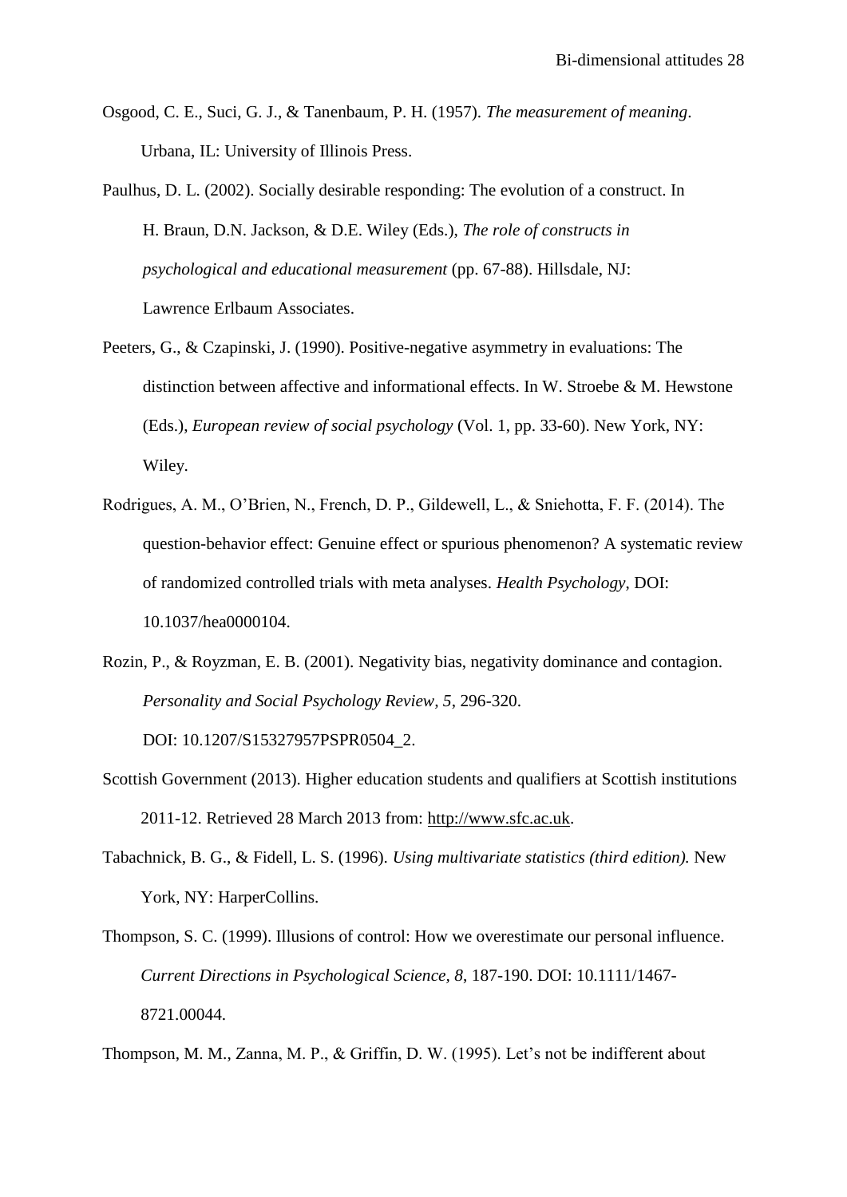Osgood, C. E., Suci, G. J., & Tanenbaum, P. H. (1957). *The measurement of meaning*. Urbana, IL: University of Illinois Press.

Paulhus, D. L. (2002). Socially desirable responding: The evolution of a construct. In H. Braun, D.N. Jackson, & D.E. Wiley (Eds.), *The role of constructs in psychological and educational measurement* (pp. 67-88). Hillsdale, NJ: Lawrence Erlbaum Associates.

Peeters, G., & Czapinski, J. (1990). Positive-negative asymmetry in evaluations: The distinction between affective and informational effects. In W. Stroebe & M. Hewstone (Eds.), *European review of social psychology* (Vol. 1, pp. 33-60). New York, NY: Wiley.

Rodrigues, A. M., O'Brien, N., French, D. P., Gildewell, L., & Sniehotta, F. F. (2014). The question-behavior effect: Genuine effect or spurious phenomenon? A systematic review of randomized controlled trials with meta analyses. *Health Psychology*, DOI: 10.1037/hea0000104.

Rozin, P., & Royzman, E. B. (2001). Negativity bias, negativity dominance and contagion. *Personality and Social Psychology Review, 5*, 296-320. DOI: 10.1207/S15327957PSPR0504_2.

Scottish Government (2013). Higher education students and qualifiers at Scottish institutions 2011-12. Retrieved 28 March 2013 from: http://www.sfc.ac.uk.

Tabachnick, B. G., & Fidell, L. S. (1996). *Using multivariate statistics (third edition).* New York, NY: HarperCollins.

Thompson, S. C. (1999). Illusions of control: How we overestimate our personal influence. *Current Directions in Psychological Science, 8*, 187-190. DOI: 10.1111/1467-8721.00044.

Thompson, M. M., Zanna, M. P., & Griffin, D. W. (1995). Let's not be indifferent about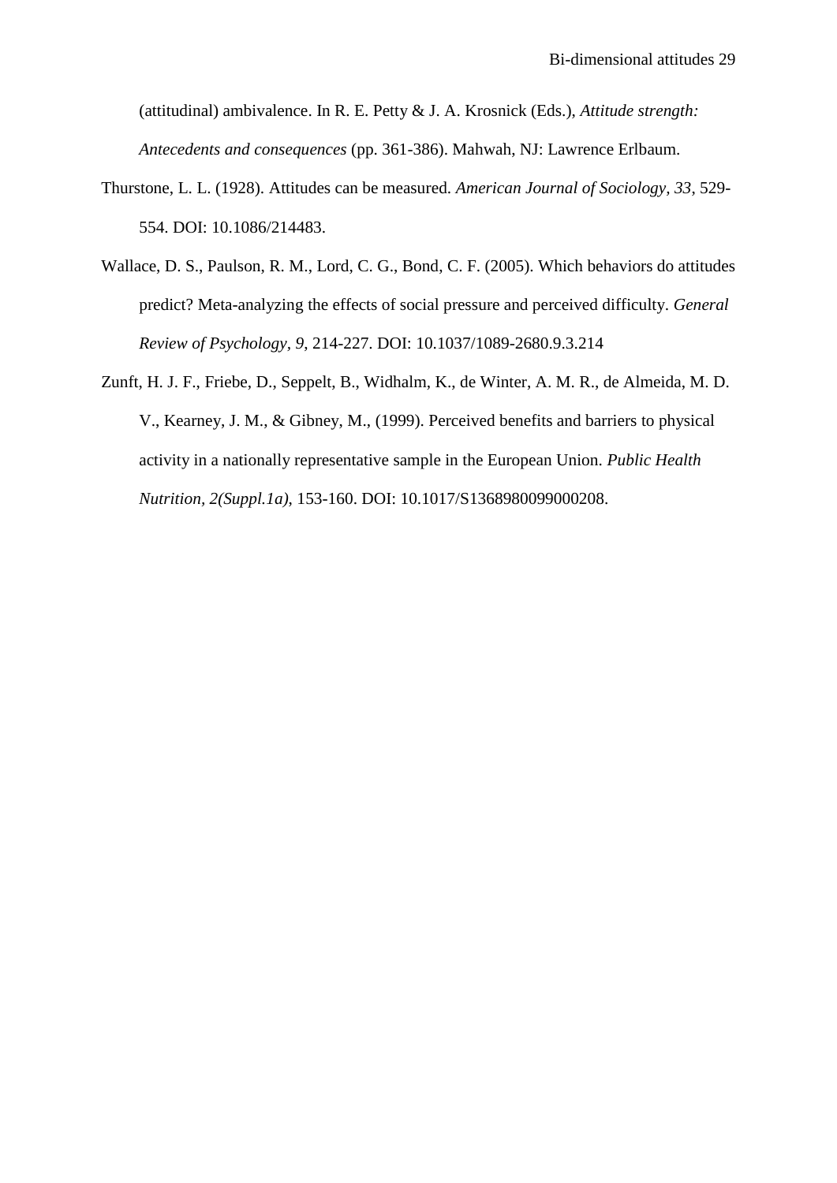(attitudinal) ambivalence. In R. E. Petty & J. A. Krosnick (Eds.), *Attitude strength: Antecedents and consequences* (pp. 361-386). Mahwah, NJ: Lawrence Erlbaum.

Thurstone, L. L. (1928). Attitudes can be measured. *American Journal of Sociology, 33*, 529-554. DOI: 10.1086/214483.

Wallace, D. S., Paulson, R. M., Lord, C. G., Bond, C. F. (2005). Which behaviors do attitudes predict? Meta-analyzing the effects of social pressure and perceived difficulty. *General Review of Psychology, 9*, 214-227. DOI: 10.1037/1089-2680.9.3.214

Zunft, H. J. F., Friebe, D., Seppelt, B., Widhalm, K., de Winter, A. M. R., de Almeida, M. D. V., Kearney, J. M., & Gibney, M., (1999). Perceived benefits and barriers to physical activity in a nationally representative sample in the European Union. *Public Health Nutrition, 2(Suppl.1a)*, 153-160. DOI: 10.1017/S1368980099000208.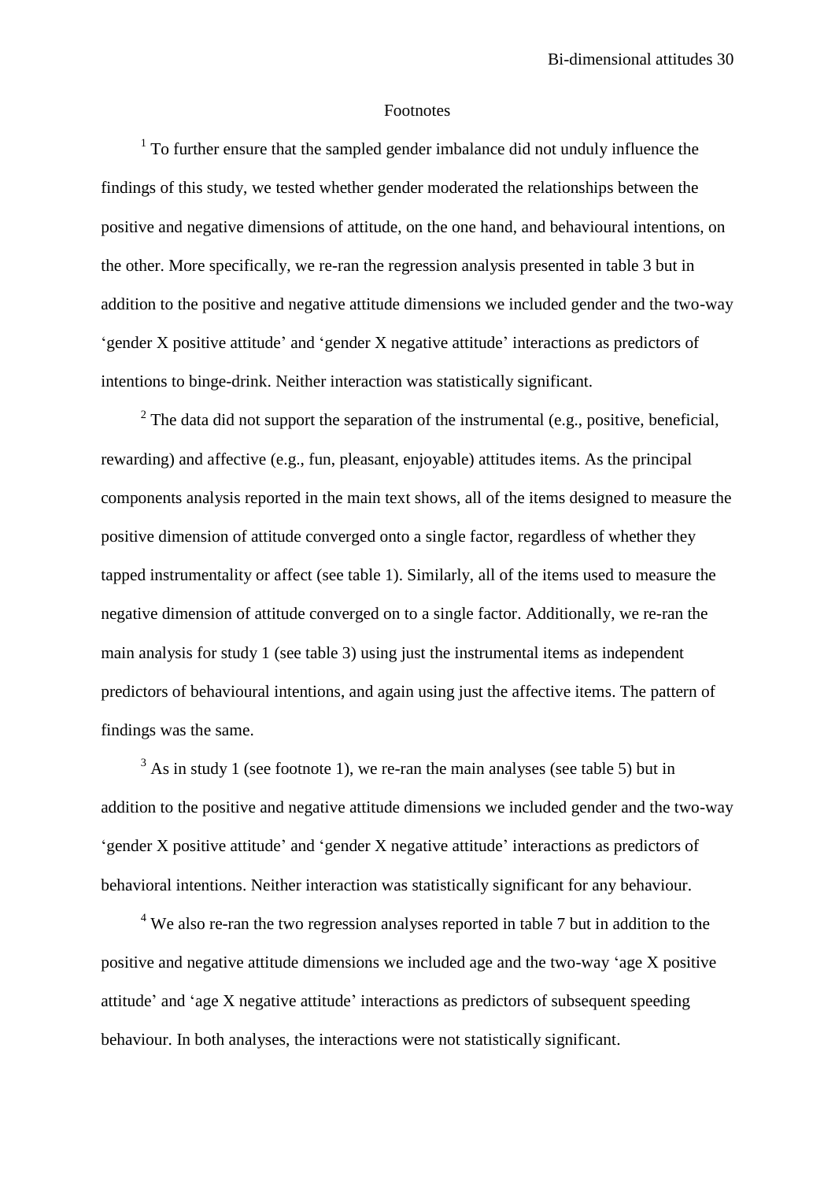# Footnotes

[1] To further ensure that the sampled gender imbalance did not unduly influence the findings of this study, we tested whether gender moderated the relationships between the positive and negative dimensions of attitude, on the one hand, and behavioural intentions, on the other. More specifically, we re-ran the regression analysis presented in table 3 but in addition to the positive and negative attitude dimensions we included gender and the two-way 'gender X positive attitude' and 'gender X negative attitude' interactions as predictors of intentions to binge-drink. Neither interaction was statistically significant.

[2] The data did not support the separation of the instrumental (e.g., positive, beneficial, rewarding) and affective (e.g., fun, pleasant, enjoyable) attitudes items. As the principal components analysis reported in the main text shows, all of the items designed to measure the positive dimension of attitude converged onto a single factor, regardless of whether they tapped instrumentality or affect (see table 1). Similarly, all of the items used to measure the negative dimension of attitude converged on to a single factor. Additionally, we re-ran the main analysis for study 1 (see table 3) using just the instrumental items as independent predictors of behavioural intentions, and again using just the affective items. The pattern of findings was the same.

[3] As in study 1 (see footnote 1), we re-ran the main analyses (see table 5) but in addition to the positive and negative attitude dimensions we included gender and the two-way 'gender X positive attitude' and 'gender X negative attitude' interactions as predictors of behavioral intentions. Neither interaction was statistically significant for any behaviour.

[4] We also re-ran the two regression analyses reported in table 7 but in addition to the positive and negative attitude dimensions we included age and the two-way 'age X positive attitude' and 'age X negative attitude' interactions as predictors of subsequent speeding behaviour. In both analyses, the interactions were not statistically significant.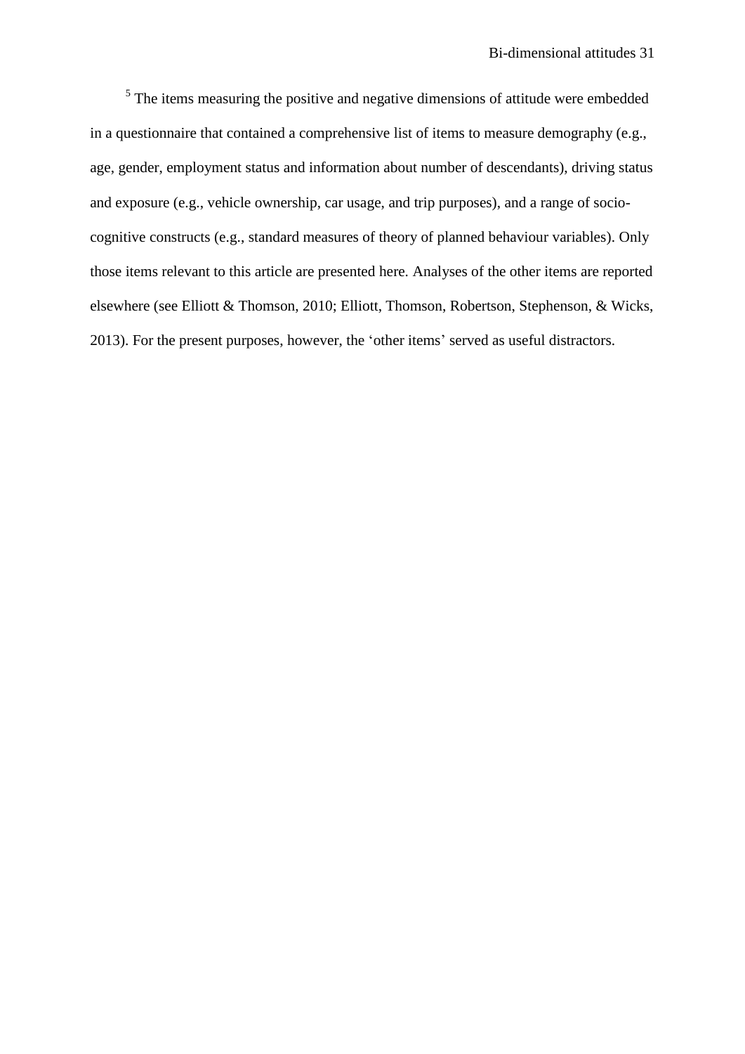[5] The items measuring the positive and negative dimensions of attitude were embedded in a questionnaire that contained a comprehensive list of items to measure demography (e.g., age, gender, employment status and information about number of descendants), driving status and exposure (e.g., vehicle ownership, car usage, and trip purposes), and a range of socio-cognitive constructs (e.g., standard measures of theory of planned behaviour variables). Only those items relevant to this article are presented here. Analyses of the other items are reported elsewhere (see Elliott & Thomson, 2010; Elliott, Thomson, Robertson, Stephenson, & Wicks, 2013). For the present purposes, however, the 'other items' served as useful distractors.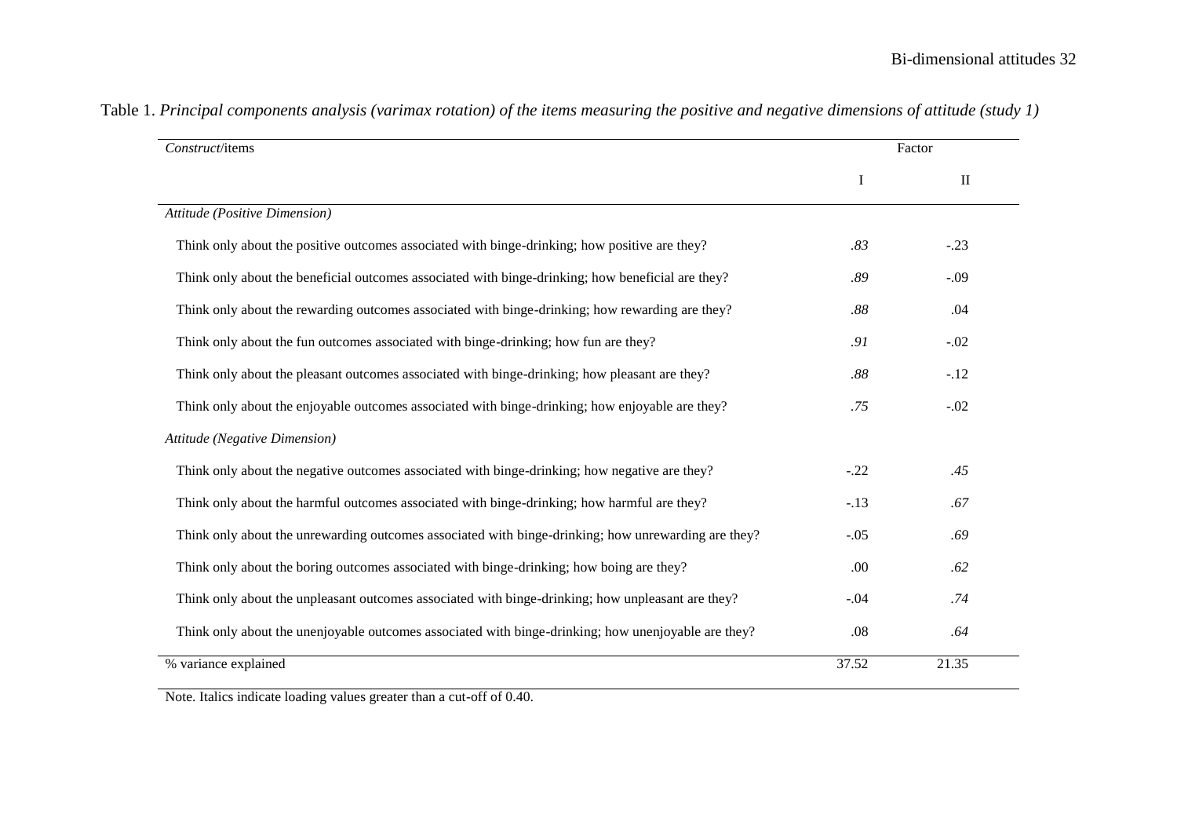Table 1. *Principal components analysis (varimax rotation) of the items measuring the positive and negative dimensions of attitude (study 1)*

| *Construct*/items | Factor | |
|---|---|---|
| | I | II |
| *Attitude (Positive Dimension)* | | |
| Think only about the positive outcomes associated with binge-drinking; how positive are they? | *.83* | -.23 |
| Think only about the beneficial outcomes associated with binge-drinking; how beneficial are they? | *.89* | -.09 |
| Think only about the rewarding outcomes associated with binge-drinking; how rewarding are they? | *.88* | .04 |
| Think only about the fun outcomes associated with binge-drinking; how fun are they? | *.91* | -.02 |
| Think only about the pleasant outcomes associated with binge-drinking; how pleasant are they? | *.88* | -.12 |
| Think only about the enjoyable outcomes associated with binge-drinking; how enjoyable are they? | *.75* | -.02 |
| *Attitude (Negative Dimension)* | | |
| Think only about the negative outcomes associated with binge-drinking; how negative are they? | -.22 | *.45* |
| Think only about the harmful outcomes associated with binge-drinking; how harmful are they? | -.13 | *.67* |
| Think only about the unrewarding outcomes associated with binge-drinking; how unrewarding are they? | -.05 | *.69* |
| Think only about the boring outcomes associated with binge-drinking; how boing are they? | .00 | *.62* |
| Think only about the unpleasant outcomes associated with binge-drinking; how unpleasant are they? | -.04 | *.74* |
| Think only about the unenjoyable outcomes associated with binge-drinking; how unenjoyable are they? | .08 | *.64* |
| % variance explained | 37.52 | 21.35 |

Note. Italics indicate loading values greater than a cut-off of 0.40.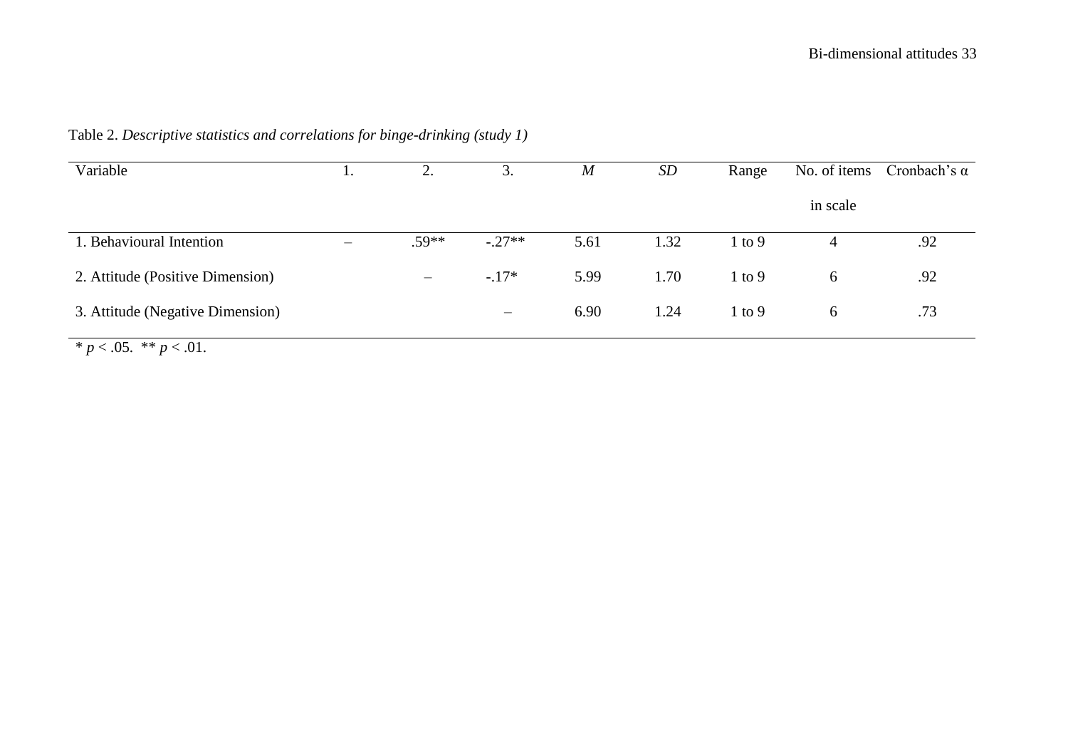Table 2. *Descriptive statistics and correlations for binge-drinking (study 1)*

| Variable | 1. | 2. | 3. | *M* | *SD* | Range | No. of items in scale | Cronbach's α |
|---|---|---|---|---|---|---|---|---|
| 1. Behavioural Intention | – | .59** | -.27** | 5.61 | 1.32 | 1 to 9 | 4 | .92 |
| 2. Attitude (Positive Dimension) | | – | -.17* | 5.99 | 1.70 | 1 to 9 | 6 | .92 |
| 3. Attitude (Negative Dimension) | | | – | 6.90 | 1.24 | 1 to 9 | 6 | .73 |

* $p < .05$. ** $p < .01$.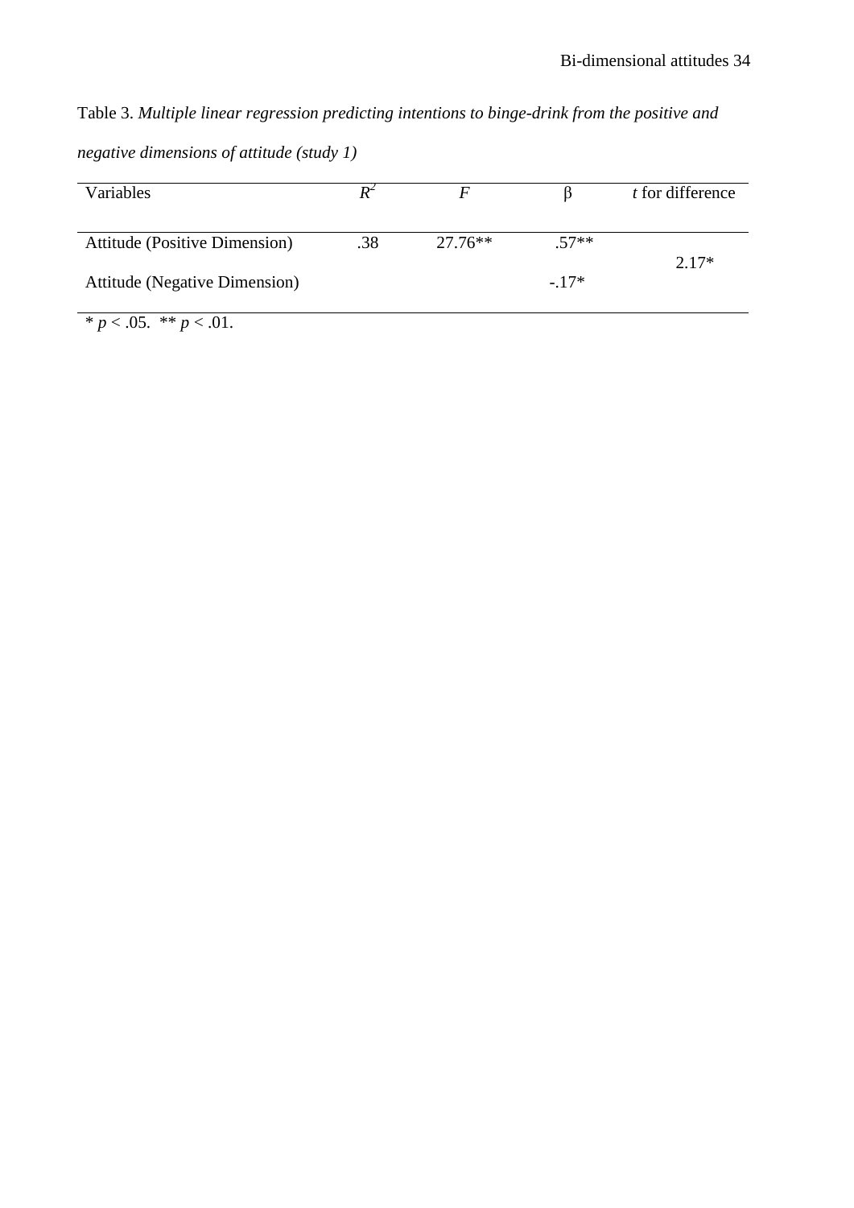Table 3. *Multiple linear regression predicting intentions to binge-drink from the positive and negative dimensions of attitude (study 1)*

| Variables | $R^2$ | $F$ | β | $t$ for difference |
|---|---|---|---|---|
| Attitude (Positive Dimension) | .38 | 27.76** | .57** | 2.17* |
| Attitude (Negative Dimension) | | | -.17* | |

* $p < .05$. ** $p < .01$.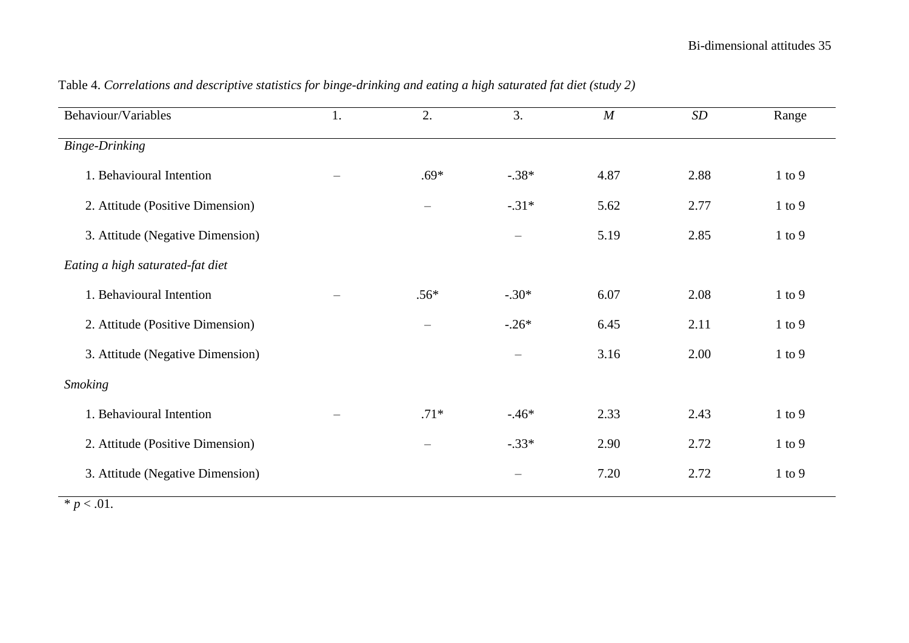Table 4. *Correlations and descriptive statistics for binge-drinking and eating a high saturated fat diet (study 2)*

| Behaviour/Variables | 1. | 2. | 3. | *M* | *SD* | Range |
|---|---|---|---|---|---|---|
| *Binge-Drinking* | | | | | | |
| 1. Behavioural Intention | – | .69* | -.38* | 4.87 | 2.88 | 1 to 9 |
| 2. Attitude (Positive Dimension) | | – | -.31* | 5.62 | 2.77 | 1 to 9 |
| 3. Attitude (Negative Dimension) | | | – | 5.19 | 2.85 | 1 to 9 |
| *Eating a high saturated-fat diet* | | | | | | |
| 1. Behavioural Intention | – | .56* | -.30* | 6.07 | 2.08 | 1 to 9 |
| 2. Attitude (Positive Dimension) | | – | -.26* | 6.45 | 2.11 | 1 to 9 |
| 3. Attitude (Negative Dimension) | | | – | 3.16 | 2.00 | 1 to 9 |
| *Smoking* | | | | | | |
| 1. Behavioural Intention | – | .71* | -.46* | 2.33 | 2.43 | 1 to 9 |
| 2. Attitude (Positive Dimension) | | – | -.33* | 2.90 | 2.72 | 1 to 9 |
| 3. Attitude (Negative Dimension) | | | – | 7.20 | 2.72 | 1 to 9 |

* $p < .01$.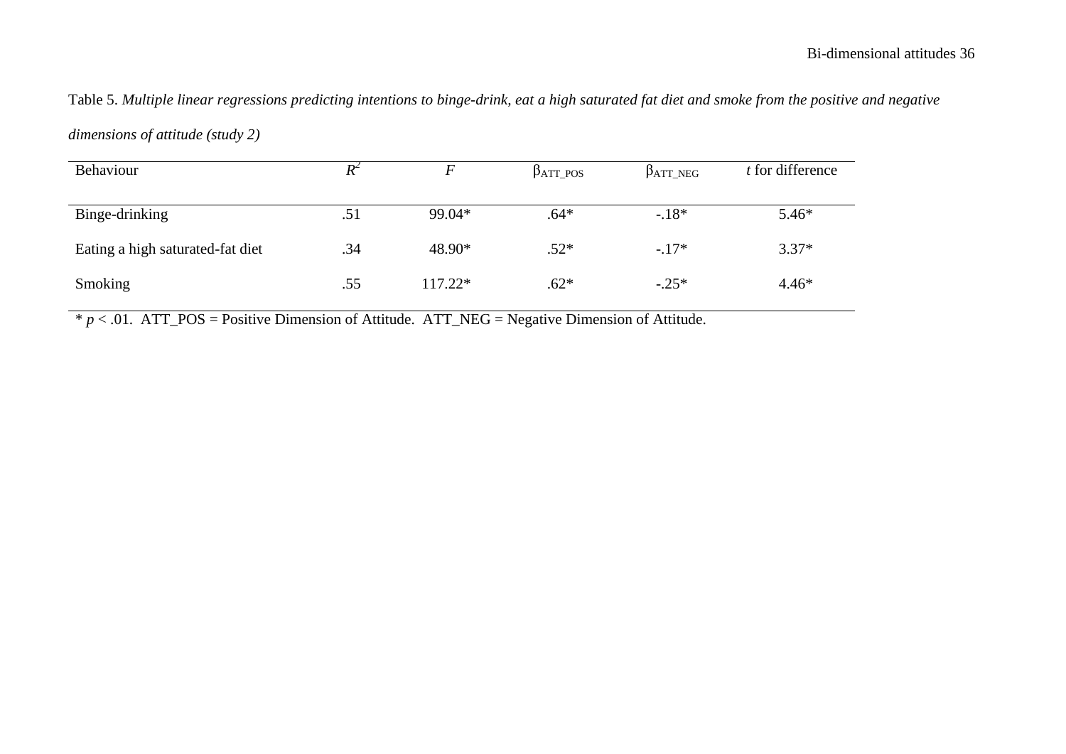Table 5. *Multiple linear regressions predicting intentions to binge-drink, eat a high saturated fat diet and smoke from the positive and negative dimensions of attitude (study 2)*

| Behaviour | $R^2$ | *F* | $\beta_{ATT\_POS}$ | $\beta_{ATT\_NEG}$ | *t* for difference |
|---|---|---|---|---|---|
| Binge-drinking | .51 | 99.04* | .64* | -.18* | 5.46* |
| Eating a high saturated-fat diet | .34 | 48.90* | .52* | -.17* | 3.37* |
| Smoking | .55 | 117.22* | .62* | -.25* | 4.46* |

* $p < .01$. ATT_POS = Positive Dimension of Attitude. ATT_NEG = Negative Dimension of Attitude.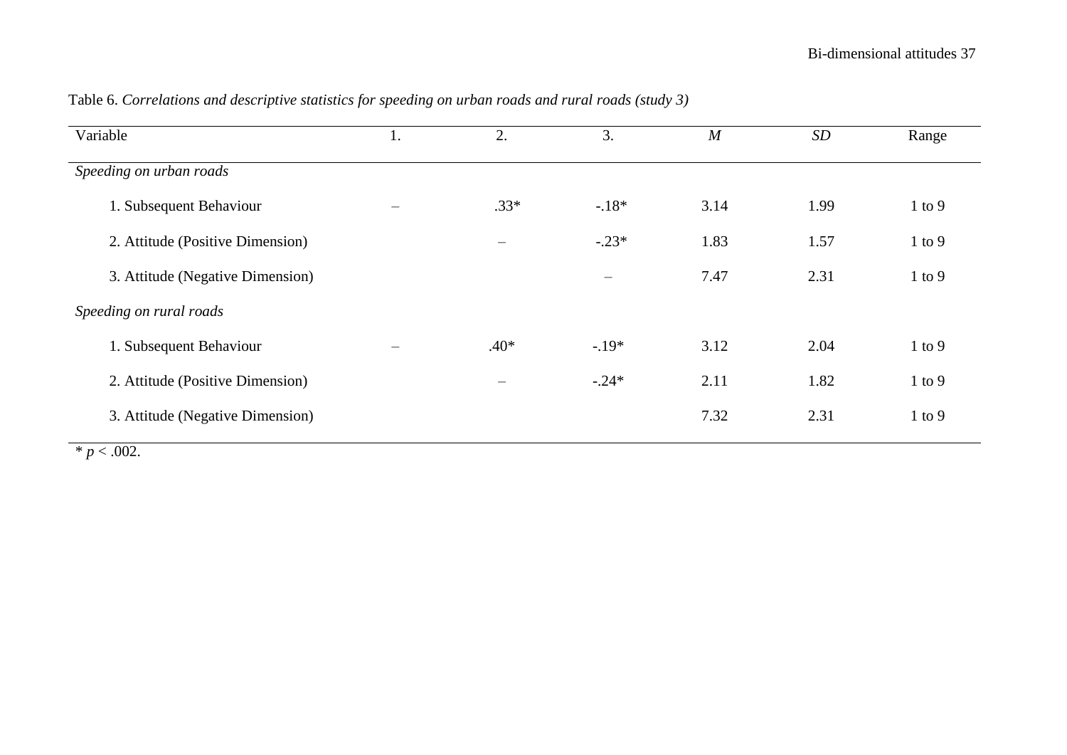Table 6. *Correlations and descriptive statistics for speeding on urban roads and rural roads (study 3)*

| Variable | 1. | 2. | 3. | *M* | *SD* | Range |
|---|---|---|---|---|---|---|
| *Speeding on urban roads* | | | | | | |
| 1. Subsequent Behaviour | – | .33* | -.18* | 3.14 | 1.99 | 1 to 9 |
| 2. Attitude (Positive Dimension) | | – | -.23* | 1.83 | 1.57 | 1 to 9 |
| 3. Attitude (Negative Dimension) | | | – | 7.47 | 2.31 | 1 to 9 |
| *Speeding on rural roads* | | | | | | |
| 1. Subsequent Behaviour | – | .40* | -.19* | 3.12 | 2.04 | 1 to 9 |
| 2. Attitude (Positive Dimension) | | – | -.24* | 2.11 | 1.82 | 1 to 9 |
| 3. Attitude (Negative Dimension) | | | | 7.32 | 2.31 | 1 to 9 |

* $p < .002$.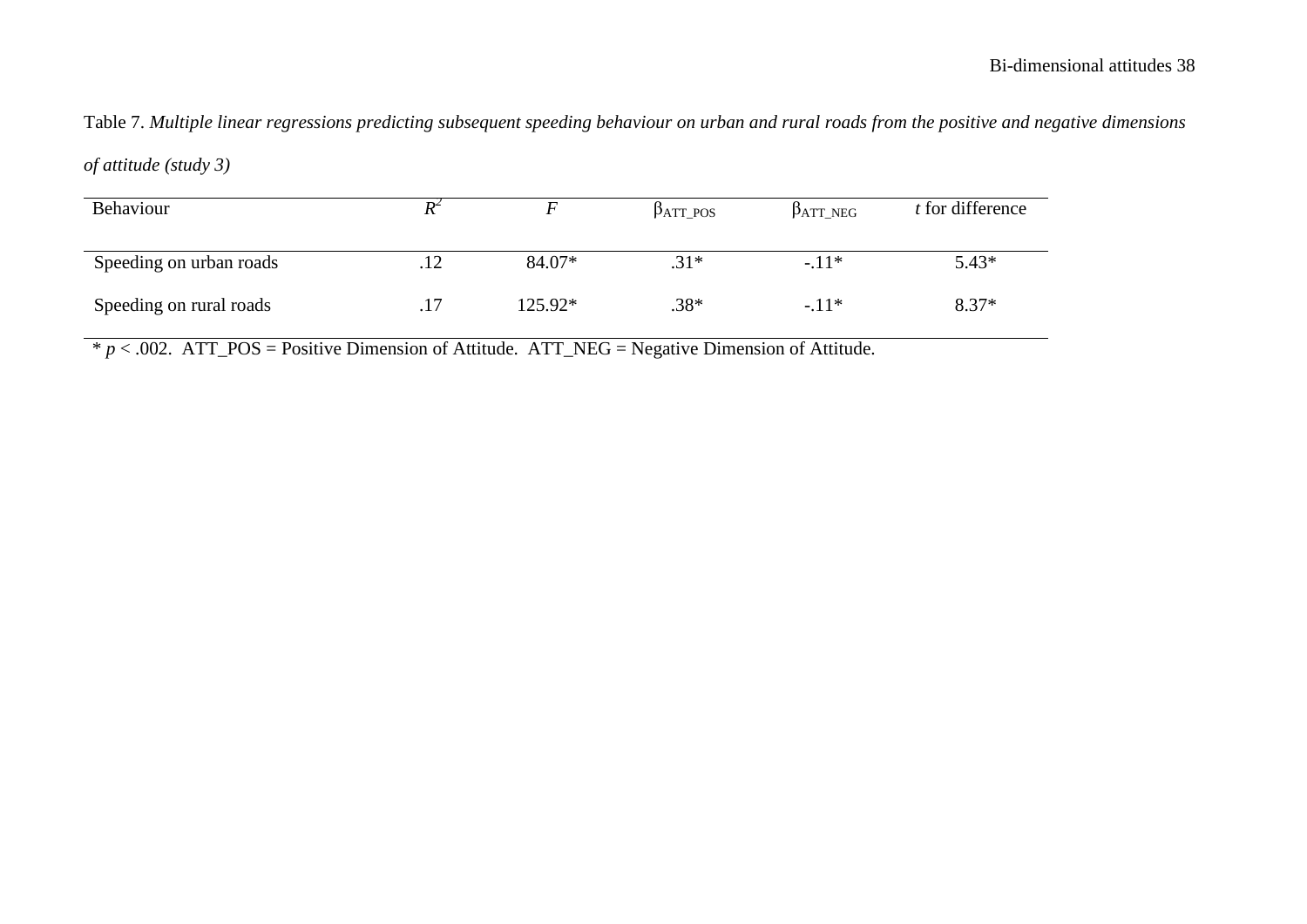Table 7. *Multiple linear regressions predicting subsequent speeding behaviour on urban and rural roads from the positive and negative dimensions of attitude (study 3)*

| Behaviour | $R^2$ | $F$ | $\beta_{ATT\_POS}$ | $\beta_{ATT\_NEG}$ | $t$ for difference |
|---|---|---|---|---|---|
| Speeding on urban roads | .12 | 84.07* | .31* | -.11* | 5.43* |
| Speeding on rural roads | .17 | 125.92* | .38* | -.11* | 8.37* |

* $p < .002$. ATT_POS = Positive Dimension of Attitude. ATT_NEG = Negative Dimension of Attitude.